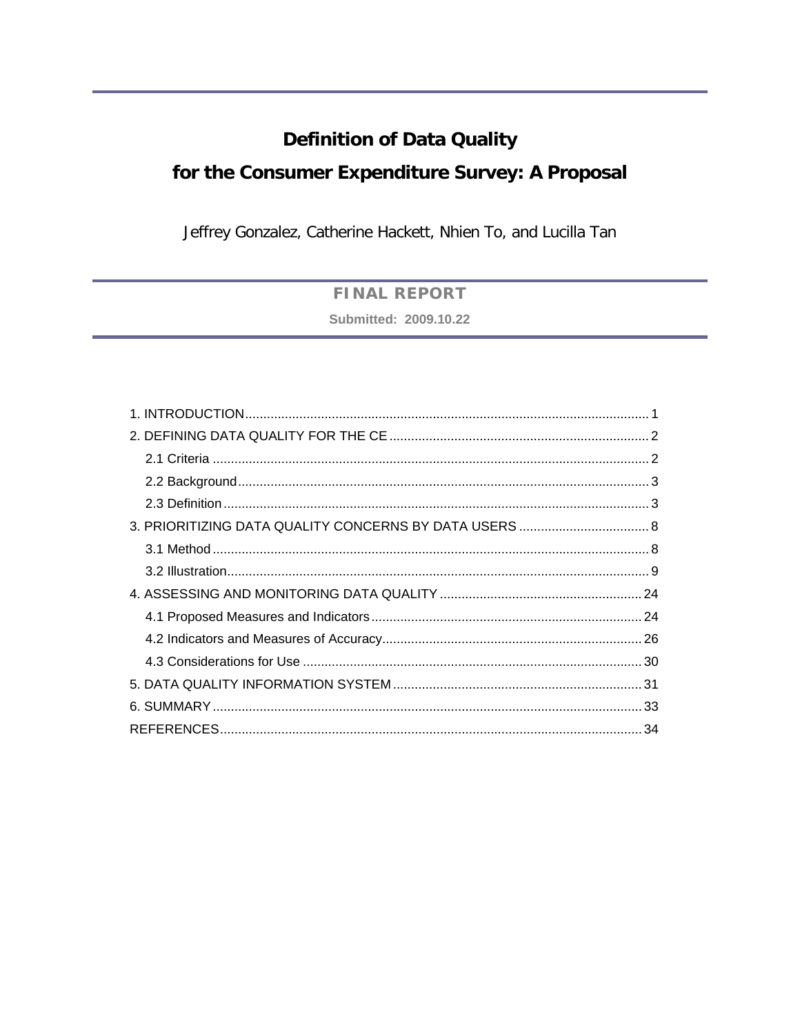# Definition of Data Quality for the Consumer Expenditure Survey: A Proposal

Jeffrey Gonzalez, Catherine Hackett, Nhien To, and Lucilla Tan

**FINAL REPORT**

Submitted: 2009.10.22

1. INTRODUCTION .... 1
2. DEFINING DATA QUALITY FOR THE CE .... 2
   - 2.1 Criteria .... 2
   - 2.2 Background .... 3
   - 2.3 Definition .... 3
3. PRIORITIZING DATA QUALITY CONCERNS BY DATA USERS .... 8
   - 3.1 Method .... 8
   - 3.2 Illustration .... 9
4. ASSESSING AND MONITORING DATA QUALITY .... 24
   - 4.1 Proposed Measures and Indicators .... 24
   - 4.2 Indicators and Measures of Accuracy .... 26
   - 4.3 Considerations for Use .... 30
5. DATA QUALITY INFORMATION SYSTEM .... 31
6. SUMMARY .... 33

REFERENCES .... 34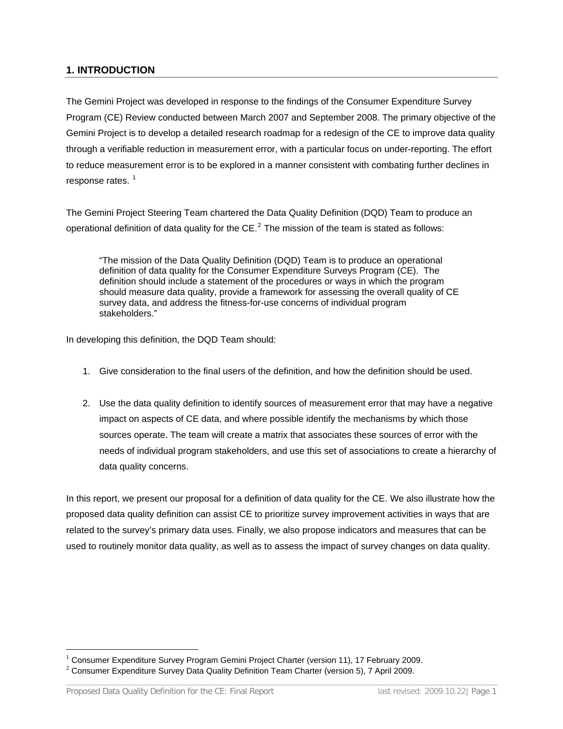## 1. INTRODUCTION

The Gemini Project was developed in response to the findings of the Consumer Expenditure Survey Program (CE) Review conducted between March 2007 and September 2008. The primary objective of the Gemini Project is to develop a detailed research roadmap for a redesign of the CE to improve data quality through a verifiable reduction in measurement error, with a particular focus on under-reporting. The effort to reduce measurement error is to be explored in a manner consistent with combating further declines in response rates. [1]

The Gemini Project Steering Team chartered the Data Quality Definition (DQD) Team to produce an operational definition of data quality for the CE.[2] The mission of the team is stated as follows:

> "The mission of the Data Quality Definition (DQD) Team is to produce an operational definition of data quality for the Consumer Expenditure Surveys Program (CE). The definition should include a statement of the procedures or ways in which the program should measure data quality, provide a framework for assessing the overall quality of CE survey data, and address the fitness-for-use concerns of individual program stakeholders."

In developing this definition, the DQD Team should:

1. Give consideration to the final users of the definition, and how the definition should be used.

2. Use the data quality definition to identify sources of measurement error that may have a negative impact on aspects of CE data, and where possible identify the mechanisms by which those sources operate. The team will create a matrix that associates these sources of error with the needs of individual program stakeholders, and use this set of associations to create a hierarchy of data quality concerns.

In this report, we present our proposal for a definition of data quality for the CE. We also illustrate how the proposed data quality definition can assist CE to prioritize survey improvement activities in ways that are related to the survey's primary data uses. Finally, we also propose indicators and measures that can be used to routinely monitor data quality, as well as to assess the impact of survey changes on data quality.

---

[1] Consumer Expenditure Survey Program Gemini Project Charter (version 11), 17 February 2009.

[2] Consumer Expenditure Survey Data Quality Definition Team Charter (version 5), 7 April 2009.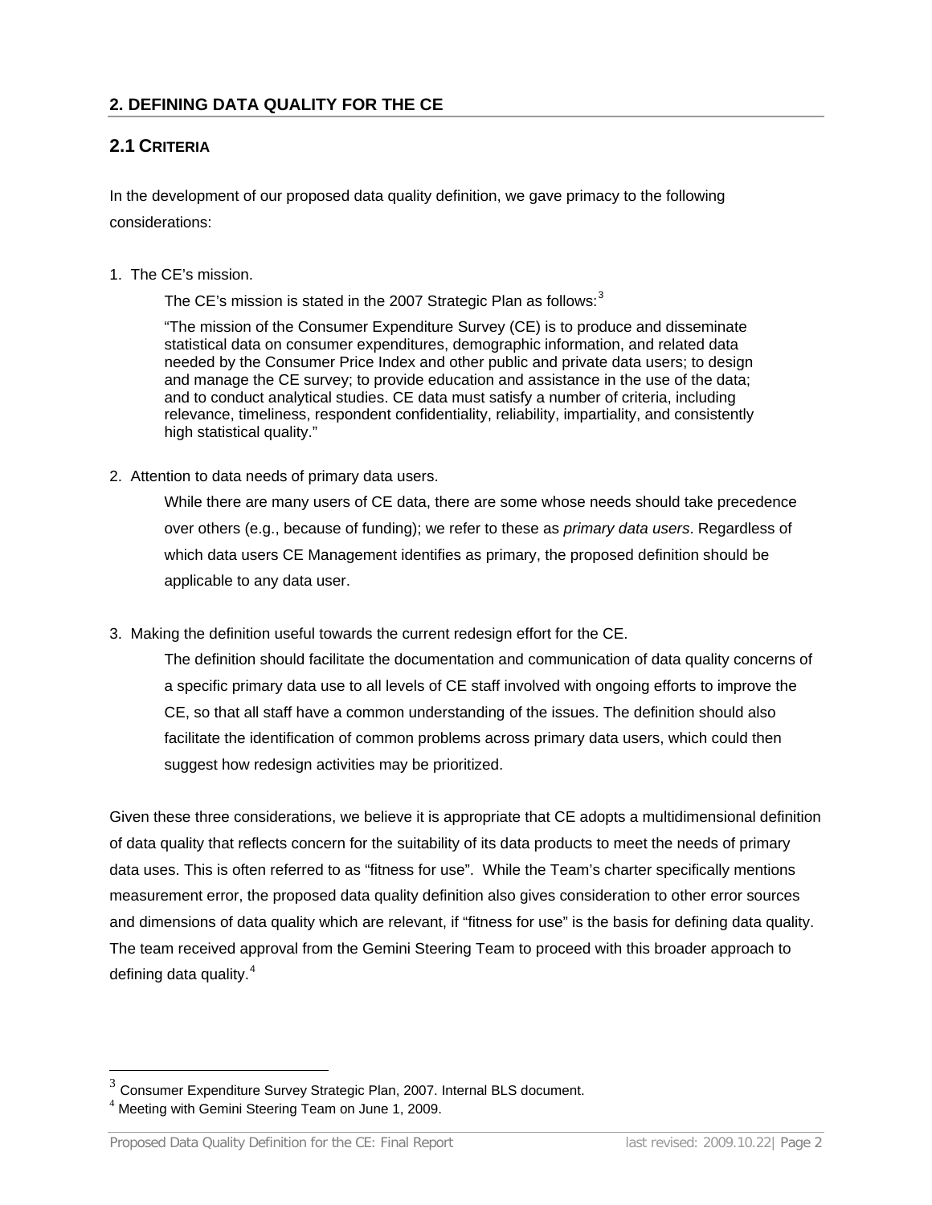## 2. DEFINING DATA QUALITY FOR THE CE

### 2.1 CRITERIA

In the development of our proposed data quality definition, we gave primacy to the following considerations:

1. The CE's mission.

   The CE's mission is stated in the 2007 Strategic Plan as follows:[3]

   "The mission of the Consumer Expenditure Survey (CE) is to produce and disseminate statistical data on consumer expenditures, demographic information, and related data needed by the Consumer Price Index and other public and private data users; to design and manage the CE survey; to provide education and assistance in the use of the data; and to conduct analytical studies. CE data must satisfy a number of criteria, including relevance, timeliness, respondent confidentiality, reliability, impartiality, and consistently high statistical quality."

2. Attention to data needs of primary data users.

   While there are many users of CE data, there are some whose needs should take precedence over others (e.g., because of funding); we refer to these as *primary data users*. Regardless of which data users CE Management identifies as primary, the proposed definition should be applicable to any data user.

3. Making the definition useful towards the current redesign effort for the CE.

   The definition should facilitate the documentation and communication of data quality concerns of a specific primary data use to all levels of CE staff involved with ongoing efforts to improve the CE, so that all staff have a common understanding of the issues. The definition should also facilitate the identification of common problems across primary data users, which could then suggest how redesign activities may be prioritized.

Given these three considerations, we believe it is appropriate that CE adopts a multidimensional definition of data quality that reflects concern for the suitability of its data products to meet the needs of primary data uses. This is often referred to as "fitness for use". While the Team's charter specifically mentions measurement error, the proposed data quality definition also gives consideration to other error sources and dimensions of data quality which are relevant, if "fitness for use" is the basis for defining data quality. The team received approval from the Gemini Steering Team to proceed with this broader approach to defining data quality.[4]

---

[3] Consumer Expenditure Survey Strategic Plan, 2007. Internal BLS document.

[4] Meeting with Gemini Steering Team on June 1, 2009.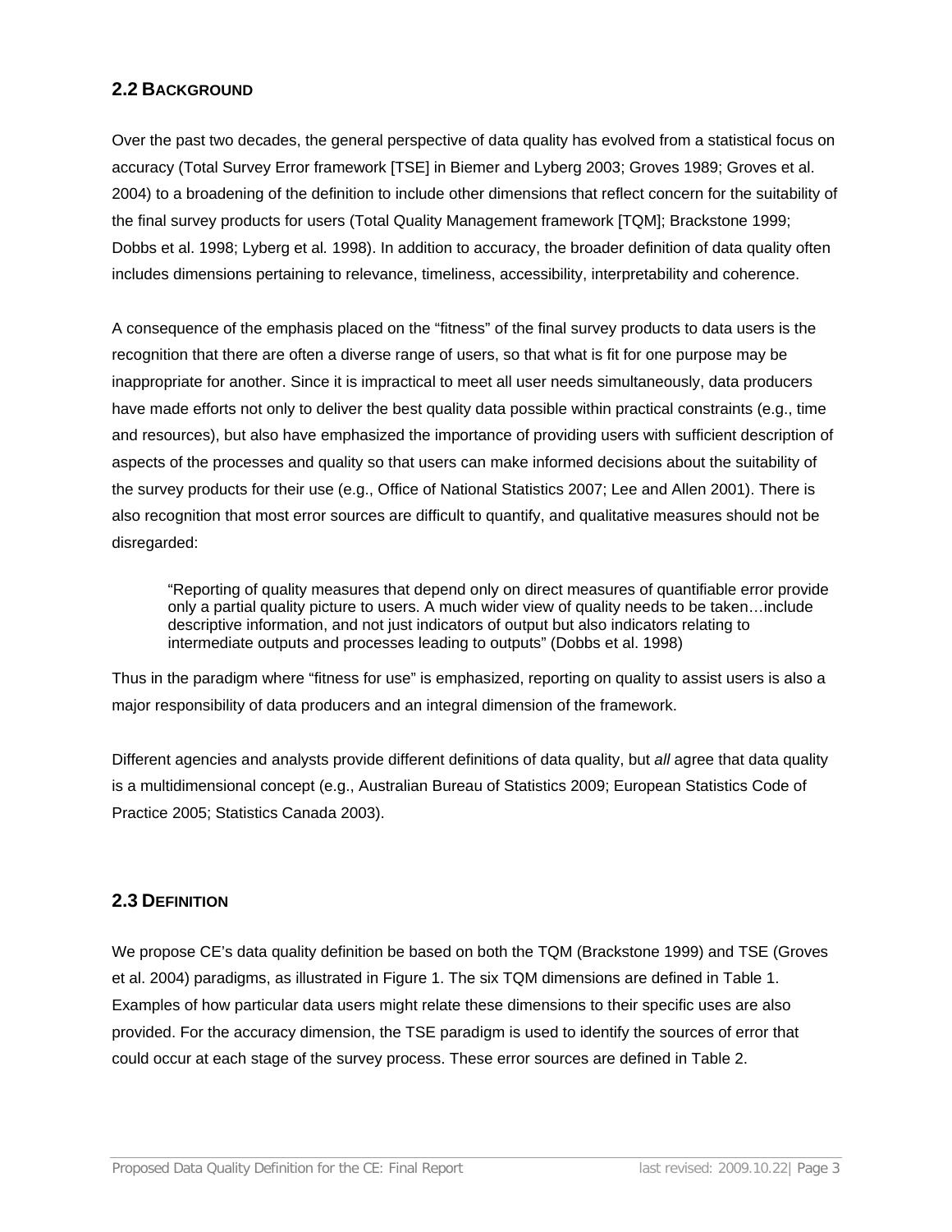## 2.2 BACKGROUND

Over the past two decades, the general perspective of data quality has evolved from a statistical focus on accuracy (Total Survey Error framework [TSE] in Biemer and Lyberg 2003; Groves 1989; Groves et al. 2004) to a broadening of the definition to include other dimensions that reflect concern for the suitability of the final survey products for users (Total Quality Management framework [TQM]; Brackstone 1999; Dobbs et al. 1998; Lyberg et al. 1998). In addition to accuracy, the broader definition of data quality often includes dimensions pertaining to relevance, timeliness, accessibility, interpretability and coherence.

A consequence of the emphasis placed on the "fitness" of the final survey products to data users is the recognition that there are often a diverse range of users, so that what is fit for one purpose may be inappropriate for another. Since it is impractical to meet all user needs simultaneously, data producers have made efforts not only to deliver the best quality data possible within practical constraints (e.g., time and resources), but also have emphasized the importance of providing users with sufficient description of aspects of the processes and quality so that users can make informed decisions about the suitability of the survey products for their use (e.g., Office of National Statistics 2007; Lee and Allen 2001). There is also recognition that most error sources are difficult to quantify, and qualitative measures should not be disregarded:

> "Reporting of quality measures that depend only on direct measures of quantifiable error provide only a partial quality picture to users. A much wider view of quality needs to be taken…include descriptive information, and not just indicators of output but also indicators relating to intermediate outputs and processes leading to outputs" (Dobbs et al. 1998)

Thus in the paradigm where "fitness for use" is emphasized, reporting on quality to assist users is also a major responsibility of data producers and an integral dimension of the framework.

Different agencies and analysts provide different definitions of data quality, but *all* agree that data quality is a multidimensional concept (e.g., Australian Bureau of Statistics 2009; European Statistics Code of Practice 2005; Statistics Canada 2003).

## 2.3 DEFINITION

We propose CE's data quality definition be based on both the TQM (Brackstone 1999) and TSE (Groves et al. 2004) paradigms, as illustrated in Figure 1. The six TQM dimensions are defined in Table 1. Examples of how particular data users might relate these dimensions to their specific uses are also provided. For the accuracy dimension, the TSE paradigm is used to identify the sources of error that could occur at each stage of the survey process. These error sources are defined in Table 2.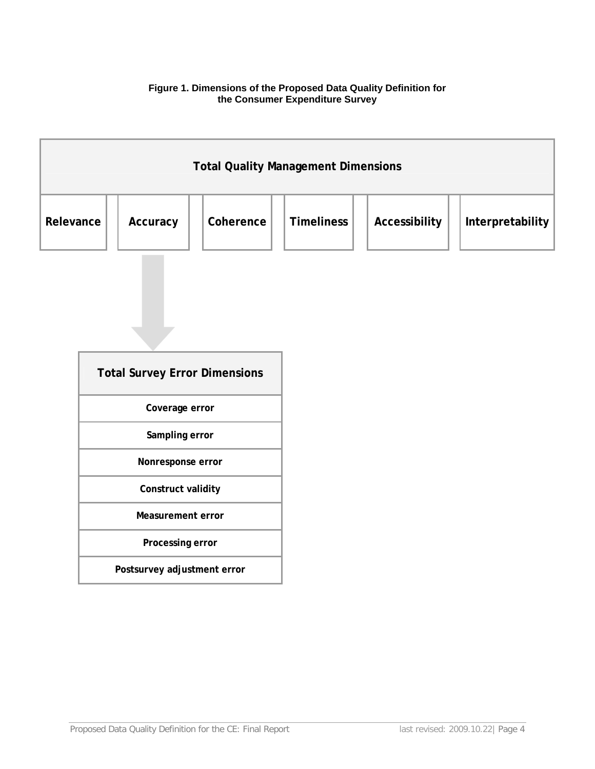**Figure 1. Dimensions of the Proposed Data Quality Definition for the Consumer Expenditure Survey**

| Total Quality Management Dimensions | | | | | |
|---|---|---|---|---|---|
| Relevance | Accuracy | Coherence | Timeliness | Accessibility | Interpretability |

↓ (Accuracy)

| Total Survey Error Dimensions |
|---|
| Coverage error |
| Sampling error |
| Nonresponse error |
| Construct validity |
| Measurement error |
| Processing error |
| Postsurvey adjustment error |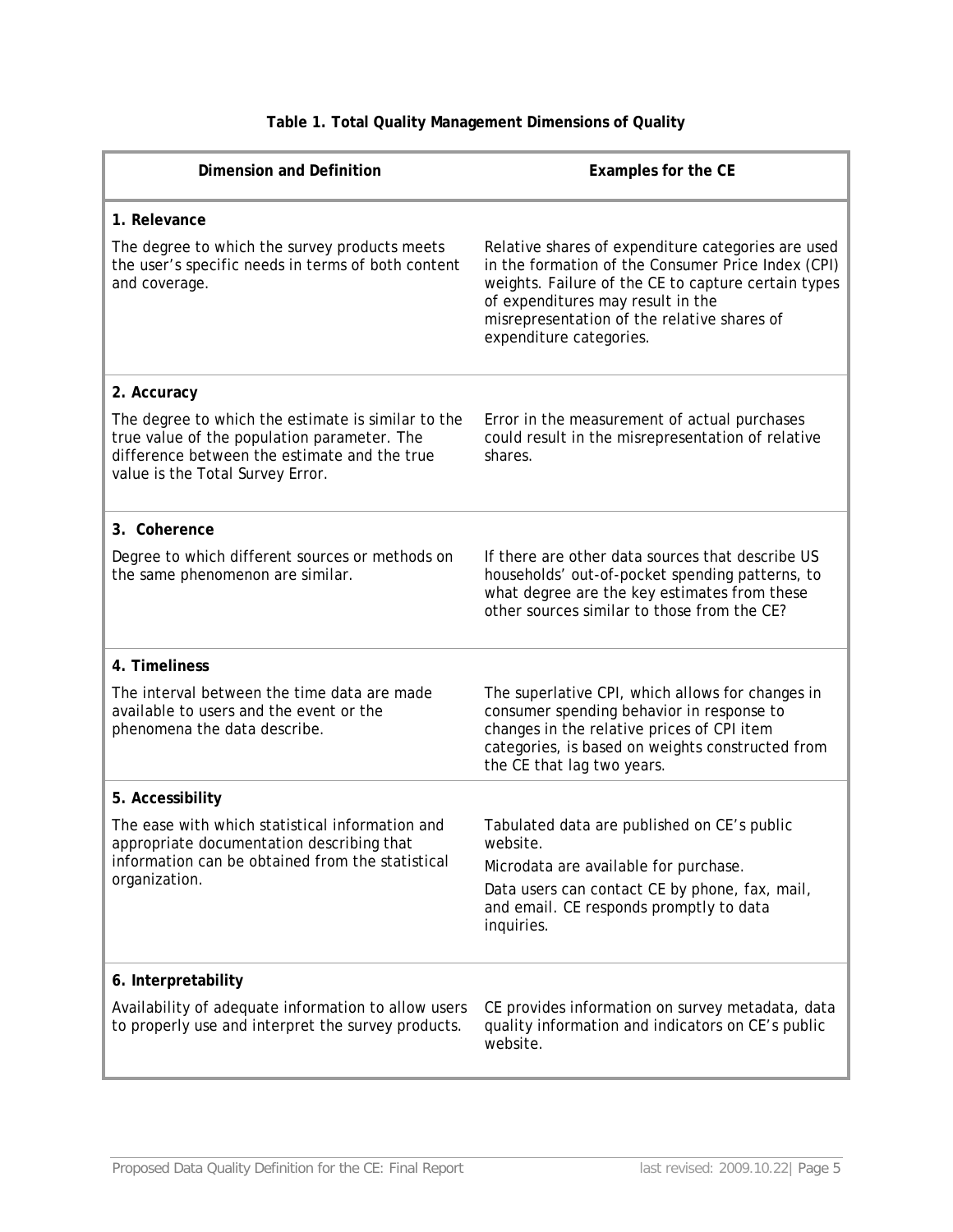**Table 1. Total Quality Management Dimensions of Quality**

| Dimension and Definition | Examples for the CE |
|---|---|
| **1. Relevance**<br>The degree to which the survey products meets the user's specific needs in terms of both content and coverage. | Relative shares of expenditure categories are used in the formation of the Consumer Price Index (CPI) weights. Failure of the CE to capture certain types of expenditures may result in the misrepresentation of the relative shares of expenditure categories. |
| **2. Accuracy**<br>The degree to which the estimate is similar to the true value of the population parameter. The difference between the estimate and the true value is the Total Survey Error. | Error in the measurement of actual purchases could result in the misrepresentation of relative shares. |
| **3. Coherence**<br>Degree to which different sources or methods on the same phenomenon are similar. | If there are other data sources that describe US households' out-of-pocket spending patterns, to what degree are the key estimates from these other sources similar to those from the CE? |
| **4. Timeliness**<br>The interval between the time data are made available to users and the event or the phenomena the data describe. | The superlative CPI, which allows for changes in consumer spending behavior in response to changes in the relative prices of CPI item categories, is based on weights constructed from the CE that lag two years. |
| **5. Accessibility**<br>The ease with which statistical information and appropriate documentation describing that information can be obtained from the statistical organization. | Tabulated data are published on CE's public website.<br>Microdata are available for purchase.<br>Data users can contact CE by phone, fax, mail, and email. CE responds promptly to data inquiries. |
| **6. Interpretability**<br>Availability of adequate information to allow users to properly use and interpret the survey products. | CE provides information on survey metadata, data quality information and indicators on CE's public website. |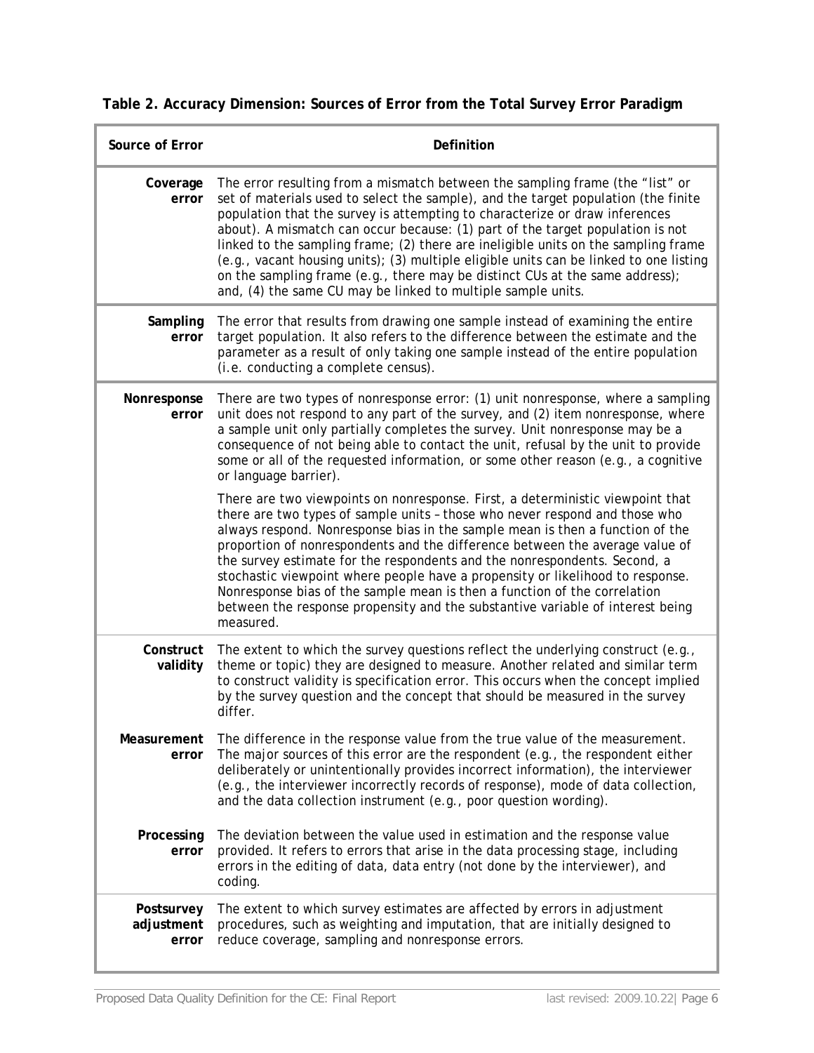**Table 2. Accuracy Dimension: Sources of Error from the Total Survey Error Paradigm**

| Source of Error | Definition |
|---|---|
| **Coverage error** | The error resulting from a mismatch between the sampling frame (the "list" or set of materials used to select the sample), and the target population (the finite population that the survey is attempting to characterize or draw inferences about). A mismatch can occur because: (1) part of the target population is not linked to the sampling frame; (2) there are ineligible units on the sampling frame (e.g., vacant housing units); (3) multiple eligible units can be linked to one listing on the sampling frame (e.g., there may be distinct CUs at the same address); and, (4) the same CU may be linked to multiple sample units. |
| **Sampling error** | The error that results from drawing one sample instead of examining the entire target population. It also refers to the difference between the estimate and the parameter as a result of only taking one sample instead of the entire population (i.e. conducting a complete census). |
| **Nonresponse error** | There are two types of nonresponse error: (1) unit nonresponse, where a sampling unit does not respond to any part of the survey, and (2) item nonresponse, where a sample unit only partially completes the survey. Unit nonresponse may be a consequence of not being able to contact the unit, refusal by the unit to provide some or all of the requested information, or some other reason (e.g., a cognitive or language barrier).<br><br>There are two viewpoints on nonresponse. First, a deterministic viewpoint that there are two types of sample units – those who never respond and those who always respond. Nonresponse bias in the sample mean is then a function of the proportion of nonrespondents and the difference between the average value of the survey estimate for the respondents and the nonrespondents. Second, a stochastic viewpoint where people have a propensity or likelihood to response. Nonresponse bias of the sample mean is then a function of the correlation between the response propensity and the substantive variable of interest being measured. |
| **Construct validity** | The extent to which the survey questions reflect the underlying construct (e.g., theme or topic) they are designed to measure. Another related and similar term to construct validity is specification error. This occurs when the concept implied by the survey question and the concept that should be measured in the survey differ. |
| **Measurement error** | The difference in the response value from the true value of the measurement. The major sources of this error are the respondent (e.g., the respondent either deliberately or unintentionally provides incorrect information), the interviewer (e.g., the interviewer incorrectly records of response), mode of data collection, and the data collection instrument (e.g., poor question wording). |
| **Processing error** | The deviation between the value used in estimation and the response value provided. It refers to errors that arise in the data processing stage, including errors in the editing of data, data entry (not done by the interviewer), and coding. |
| **Postsurvey adjustment error** | The extent to which survey estimates are affected by errors in adjustment procedures, such as weighting and imputation, that are initially designed to reduce coverage, sampling and nonresponse errors. |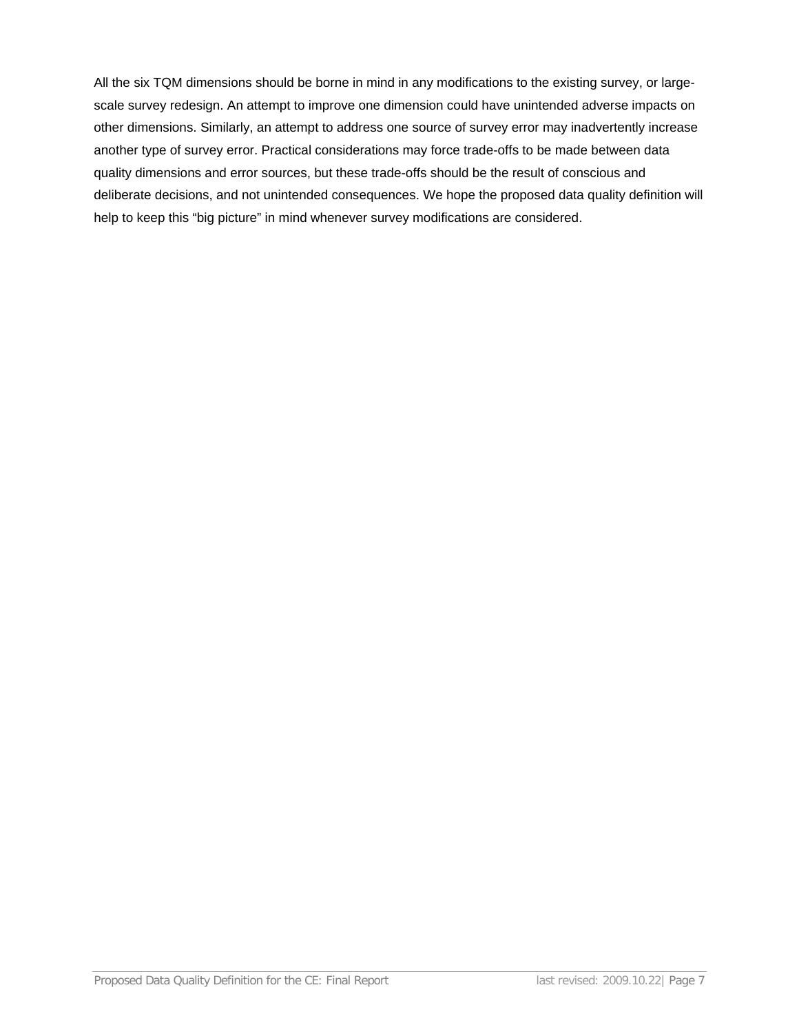All the six TQM dimensions should be borne in mind in any modifications to the existing survey, or large-scale survey redesign. An attempt to improve one dimension could have unintended adverse impacts on other dimensions. Similarly, an attempt to address one source of survey error may inadvertently increase another type of survey error. Practical considerations may force trade-offs to be made between data quality dimensions and error sources, but these trade-offs should be the result of conscious and deliberate decisions, and not unintended consequences. We hope the proposed data quality definition will help to keep this "big picture" in mind whenever survey modifications are considered.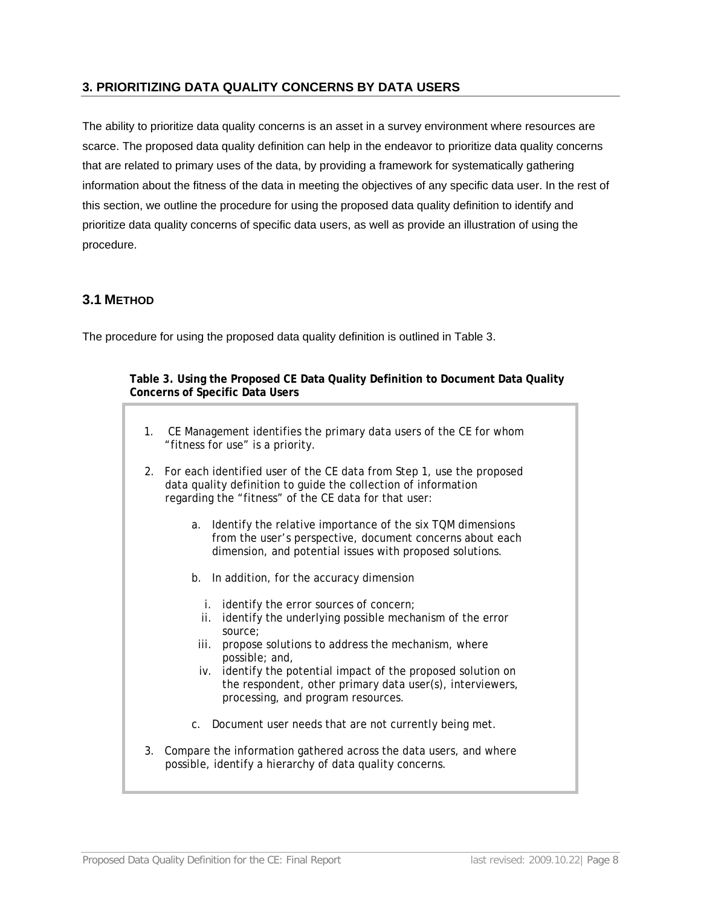## 3. PRIORITIZING DATA QUALITY CONCERNS BY DATA USERS

The ability to prioritize data quality concerns is an asset in a survey environment where resources are scarce. The proposed data quality definition can help in the endeavor to prioritize data quality concerns that are related to primary uses of the data, by providing a framework for systematically gathering information about the fitness of the data in meeting the objectives of any specific data user. In the rest of this section, we outline the procedure for using the proposed data quality definition to identify and prioritize data quality concerns of specific data users, as well as provide an illustration of using the procedure.

### 3.1 METHOD

The procedure for using the proposed data quality definition is outlined in Table 3.

**Table 3. Using the Proposed CE Data Quality Definition to Document Data Quality Concerns of Specific Data Users**

1. CE Management identifies the primary data users of the CE for whom "fitness for use" is a priority.
2. For each identified user of the CE data from Step 1, use the proposed data quality definition to guide the collection of information regarding the "fitness" of the CE data for that user:
   a. Identify the relative importance of the six TQM dimensions from the user's perspective, document concerns about each dimension, and potential issues with proposed solutions.
   b. In addition, for the accuracy dimension
      i. identify the error sources of concern;
      ii. identify the underlying possible mechanism of the error source;
      iii. propose solutions to address the mechanism, where possible; and,
      iv. identify the potential impact of the proposed solution on the respondent, other primary data user(s), interviewers, processing, and program resources.
   c. Document user needs that are not currently being met.
3. Compare the information gathered across the data users, and where possible, identify a hierarchy of data quality concerns.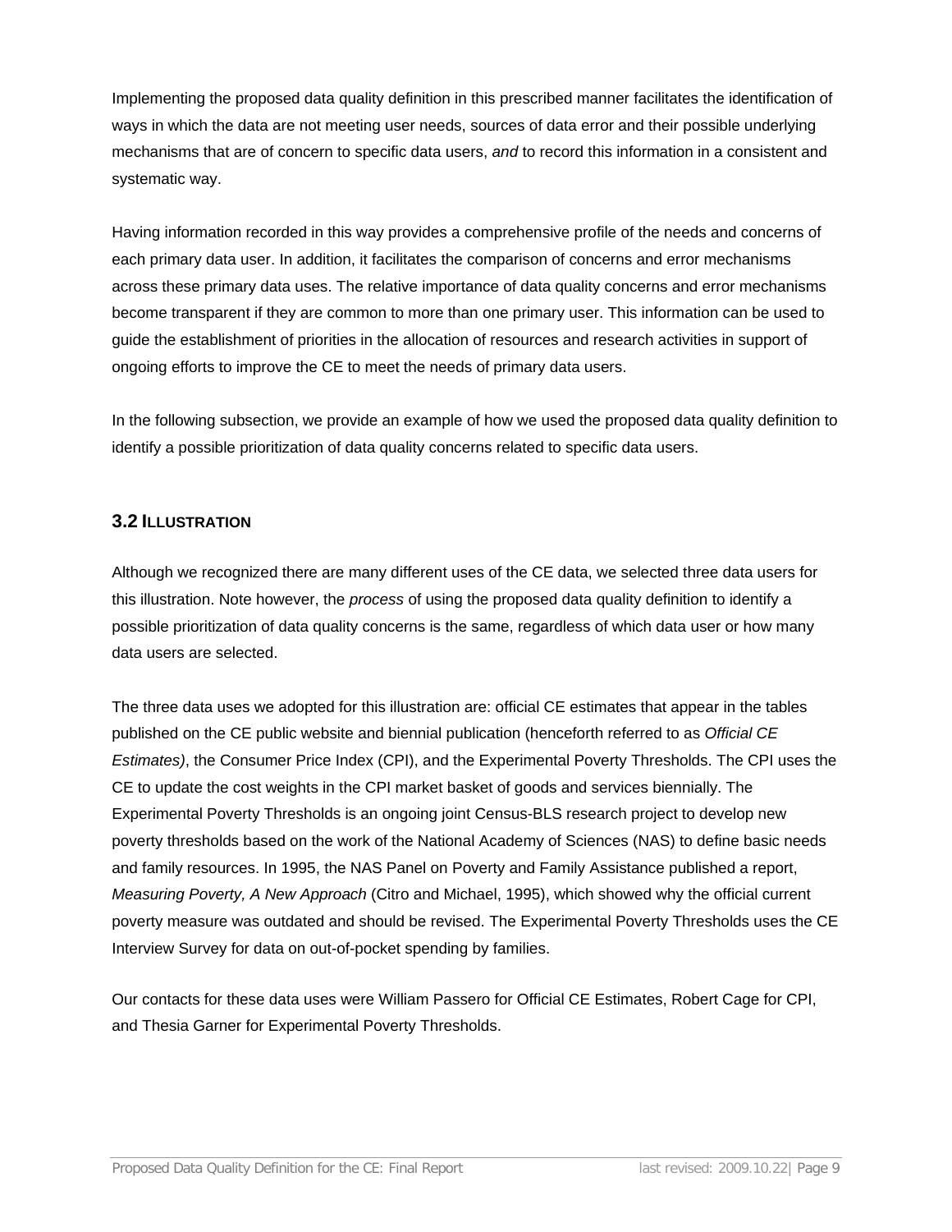Implementing the proposed data quality definition in this prescribed manner facilitates the identification of ways in which the data are not meeting user needs, sources of data error and their possible underlying mechanisms that are of concern to specific data users, *and* to record this information in a consistent and systematic way.

Having information recorded in this way provides a comprehensive profile of the needs and concerns of each primary data user. In addition, it facilitates the comparison of concerns and error mechanisms across these primary data uses. The relative importance of data quality concerns and error mechanisms become transparent if they are common to more than one primary user. This information can be used to guide the establishment of priorities in the allocation of resources and research activities in support of ongoing efforts to improve the CE to meet the needs of primary data users.

In the following subsection, we provide an example of how we used the proposed data quality definition to identify a possible prioritization of data quality concerns related to specific data users.

### 3.2 ILLUSTRATION

Although we recognized there are many different uses of the CE data, we selected three data users for this illustration. Note however, the *process* of using the proposed data quality definition to identify a possible prioritization of data quality concerns is the same, regardless of which data user or how many data users are selected.

The three data uses we adopted for this illustration are: official CE estimates that appear in the tables published on the CE public website and biennial publication (henceforth referred to as *Official CE Estimates)*, the Consumer Price Index (CPI), and the Experimental Poverty Thresholds. The CPI uses the CE to update the cost weights in the CPI market basket of goods and services biennially. The Experimental Poverty Thresholds is an ongoing joint Census-BLS research project to develop new poverty thresholds based on the work of the National Academy of Sciences (NAS) to define basic needs and family resources. In 1995, the NAS Panel on Poverty and Family Assistance published a report, *Measuring Poverty, A New Approach* (Citro and Michael, 1995), which showed why the official current poverty measure was outdated and should be revised. The Experimental Poverty Thresholds uses the CE Interview Survey for data on out-of-pocket spending by families.

Our contacts for these data uses were William Passero for Official CE Estimates, Robert Cage for CPI, and Thesia Garner for Experimental Poverty Thresholds.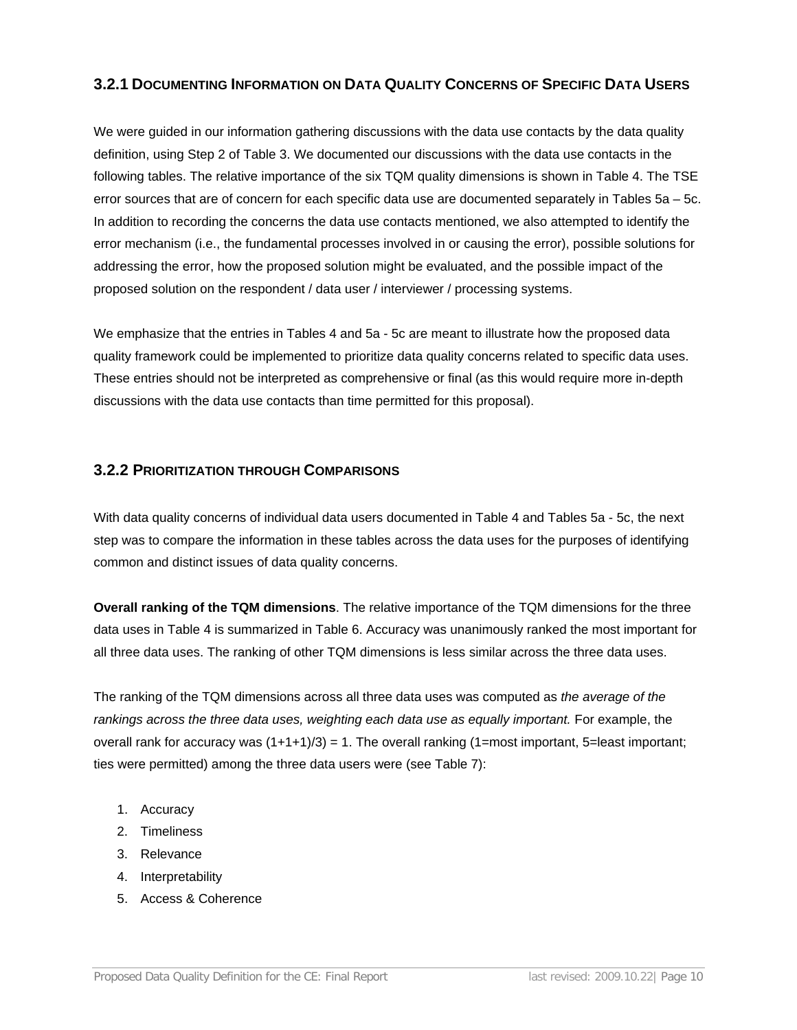### 3.2.1 Documenting Information on Data Quality Concerns of Specific Data Users

We were guided in our information gathering discussions with the data use contacts by the data quality definition, using Step 2 of Table 3. We documented our discussions with the data use contacts in the following tables. The relative importance of the six TQM quality dimensions is shown in Table 4. The TSE error sources that are of concern for each specific data use are documented separately in Tables 5a – 5c. In addition to recording the concerns the data use contacts mentioned, we also attempted to identify the error mechanism (i.e., the fundamental processes involved in or causing the error), possible solutions for addressing the error, how the proposed solution might be evaluated, and the possible impact of the proposed solution on the respondent / data user / interviewer / processing systems.

We emphasize that the entries in Tables 4 and 5a - 5c are meant to illustrate how the proposed data quality framework could be implemented to prioritize data quality concerns related to specific data uses. These entries should not be interpreted as comprehensive or final (as this would require more in-depth discussions with the data use contacts than time permitted for this proposal).

### 3.2.2 Prioritization through Comparisons

With data quality concerns of individual data users documented in Table 4 and Tables 5a - 5c, the next step was to compare the information in these tables across the data uses for the purposes of identifying common and distinct issues of data quality concerns.

**Overall ranking of the TQM dimensions**. The relative importance of the TQM dimensions for the three data uses in Table 4 is summarized in Table 6. Accuracy was unanimously ranked the most important for all three data uses. The ranking of other TQM dimensions is less similar across the three data uses.

The ranking of the TQM dimensions across all three data uses was computed as *the average of the rankings across the three data uses, weighting each data use as equally important.* For example, the overall rank for accuracy was (1+1+1)/3) = 1. The overall ranking (1=most important, 5=least important; ties were permitted) among the three data users were (see Table 7):

1. Accuracy
2. Timeliness
3. Relevance
4. Interpretability
5. Access & Coherence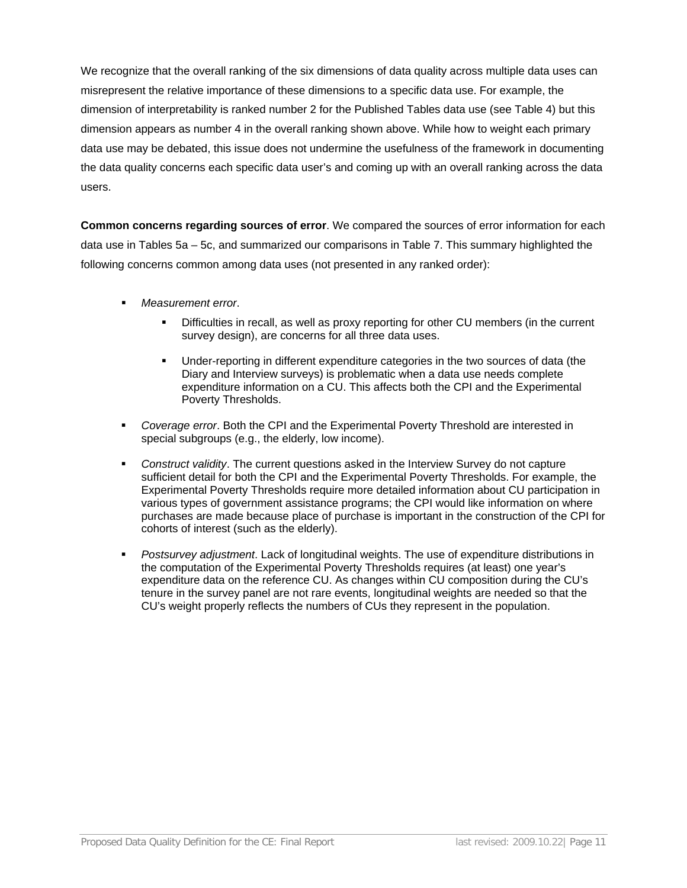We recognize that the overall ranking of the six dimensions of data quality across multiple data uses can misrepresent the relative importance of these dimensions to a specific data use. For example, the dimension of interpretability is ranked number 2 for the Published Tables data use (see Table 4) but this dimension appears as number 4 in the overall ranking shown above. While how to weight each primary data use may be debated, this issue does not undermine the usefulness of the framework in documenting the data quality concerns each specific data user's and coming up with an overall ranking across the data users.

**Common concerns regarding sources of error**. We compared the sources of error information for each data use in Tables 5a – 5c, and summarized our comparisons in Table 7. This summary highlighted the following concerns common among data uses (not presented in any ranked order):

- *Measurement error*.
  - Difficulties in recall, as well as proxy reporting for other CU members (in the current survey design), are concerns for all three data uses.
  - Under-reporting in different expenditure categories in the two sources of data (the Diary and Interview surveys) is problematic when a data use needs complete expenditure information on a CU. This affects both the CPI and the Experimental Poverty Thresholds.
- *Coverage error*. Both the CPI and the Experimental Poverty Threshold are interested in special subgroups (e.g., the elderly, low income).
- *Construct validity*. The current questions asked in the Interview Survey do not capture sufficient detail for both the CPI and the Experimental Poverty Thresholds. For example, the Experimental Poverty Thresholds require more detailed information about CU participation in various types of government assistance programs; the CPI would like information on where purchases are made because place of purchase is important in the construction of the CPI for cohorts of interest (such as the elderly).
- *Postsurvey adjustment*. Lack of longitudinal weights. The use of expenditure distributions in the computation of the Experimental Poverty Thresholds requires (at least) one year's expenditure data on the reference CU. As changes within CU composition during the CU's tenure in the survey panel are not rare events, longitudinal weights are needed so that the CU's weight properly reflects the numbers of CUs they represent in the population.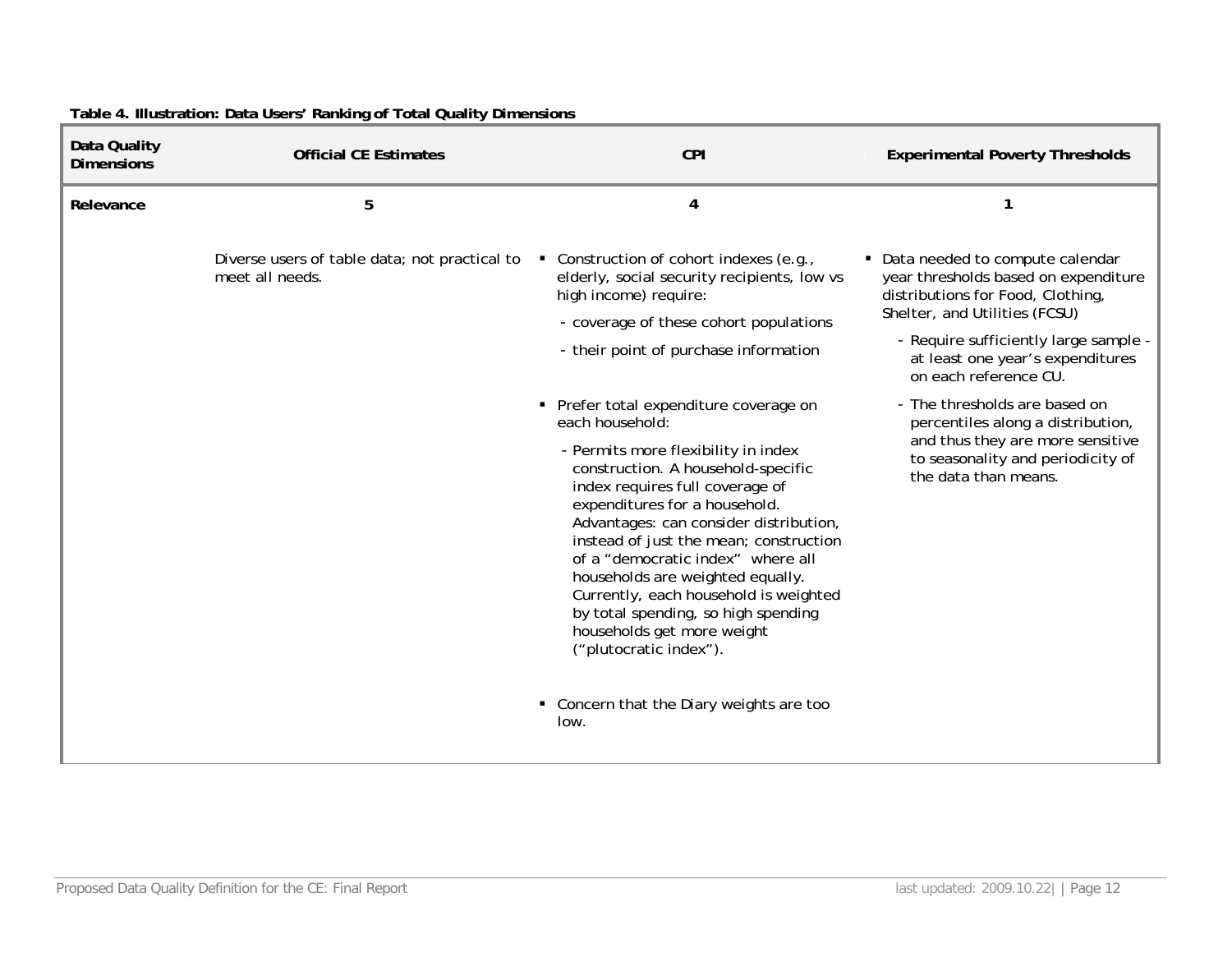**Table 4. Illustration: Data Users' Ranking of Total Quality Dimensions**

| Data Quality Dimensions | Official CE Estimates | CPI | Experimental Poverty Thresholds |
|---|---|---|---|
| Relevance | 5 | 4 | 1 |
| | Diverse users of table data; not practical to meet all needs. | ▪ Construction of cohort indexes (e.g., elderly, social security recipients, low vs high income) require:<br>- coverage of these cohort populations<br>- their point of purchase information<br><br>▪ Prefer total expenditure coverage on each household:<br>- Permits more flexibility in index construction. A household-specific index requires full coverage of expenditures for a household. Advantages: can consider distribution, instead of just the mean; construction of a "democratic index" where all households are weighted equally. Currently, each household is weighted by total spending, so high spending households get more weight ("plutocratic index").<br><br>▪ Concern that the Diary weights are too low. | ▪ Data needed to compute calendar year thresholds based on expenditure distributions for Food, Clothing, Shelter, and Utilities (FCSU)<br>- Require sufficiently large sample - at least one year's expenditures on each reference CU.<br>- The thresholds are based on percentiles along a distribution, and thus they are more sensitive to seasonality and periodicity of the data than means. |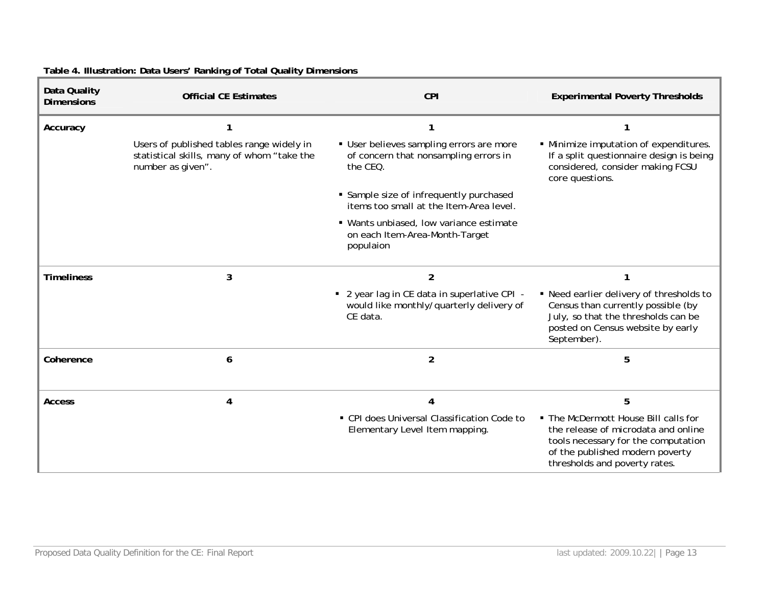**Table 4. Illustration: Data Users' Ranking of Total Quality Dimensions**

| Data Quality Dimensions | Official CE Estimates | CPI | Experimental Poverty Thresholds |
|---|---|---|---|
| **Accuracy** | 1<br>Users of published tables range widely in statistical skills, many of whom "take the number as given". | 1<br>▪ User believes sampling errors are more of concern that nonsampling errors in the CEQ.<br>▪ Sample size of infrequently purchased items too small at the Item-Area level.<br>▪ Wants unbiased, low variance estimate on each Item-Area-Month-Target populaion | 1<br>▪ Minimize imputation of expenditures. If a split questionnaire design is being considered, consider making FCSU core questions. |
| **Timeliness** | 3 | 2<br>▪ 2 year lag in CE data in superlative CPI - would like monthly/quarterly delivery of CE data. | 1<br>▪ Need earlier delivery of thresholds to Census than currently possible (by July, so that the thresholds can be posted on Census website by early September). |
| **Coherence** | 6 | 2 | 5 |
| **Access** | 4 | 4<br>▪ CPI does Universal Classification Code to Elementary Level Item mapping. | 5<br>▪ The McDermott House Bill calls for the release of microdata and online tools necessary for the computation of the published modern poverty thresholds and poverty rates. |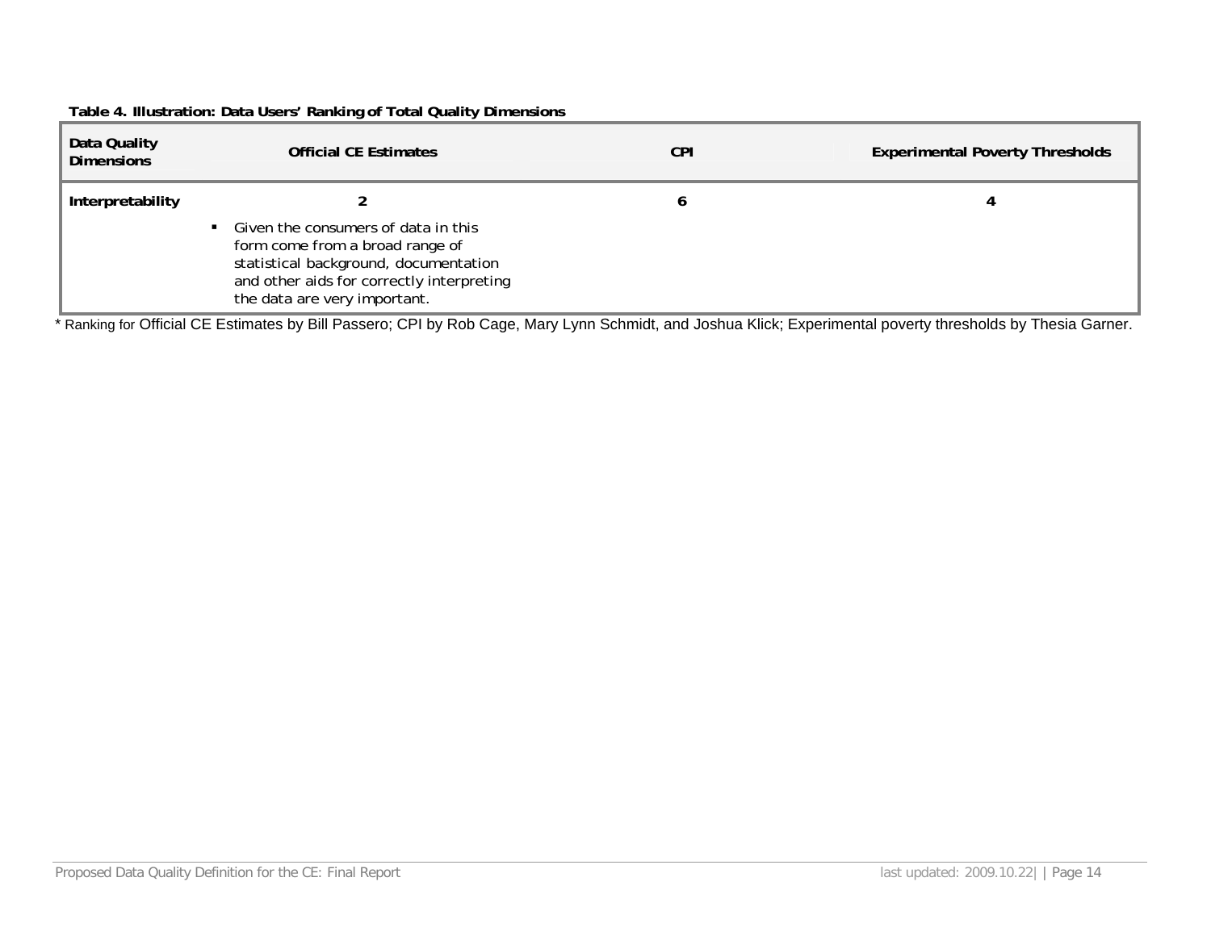**Table 4. Illustration: Data Users' Ranking of Total Quality Dimensions**

| Data Quality Dimensions | Official CE Estimates | CPI | Experimental Poverty Thresholds |
|---|---|---|---|
| **Interpretability** | **2**<br>▪ Given the consumers of data in this form come from a broad range of statistical background, documentation and other aids for correctly interpreting the data are very important. | **6** | **4** |

* Ranking for Official CE Estimates by Bill Passero; CPI by Rob Cage, Mary Lynn Schmidt, and Joshua Klick; Experimental poverty thresholds by Thesia Garner.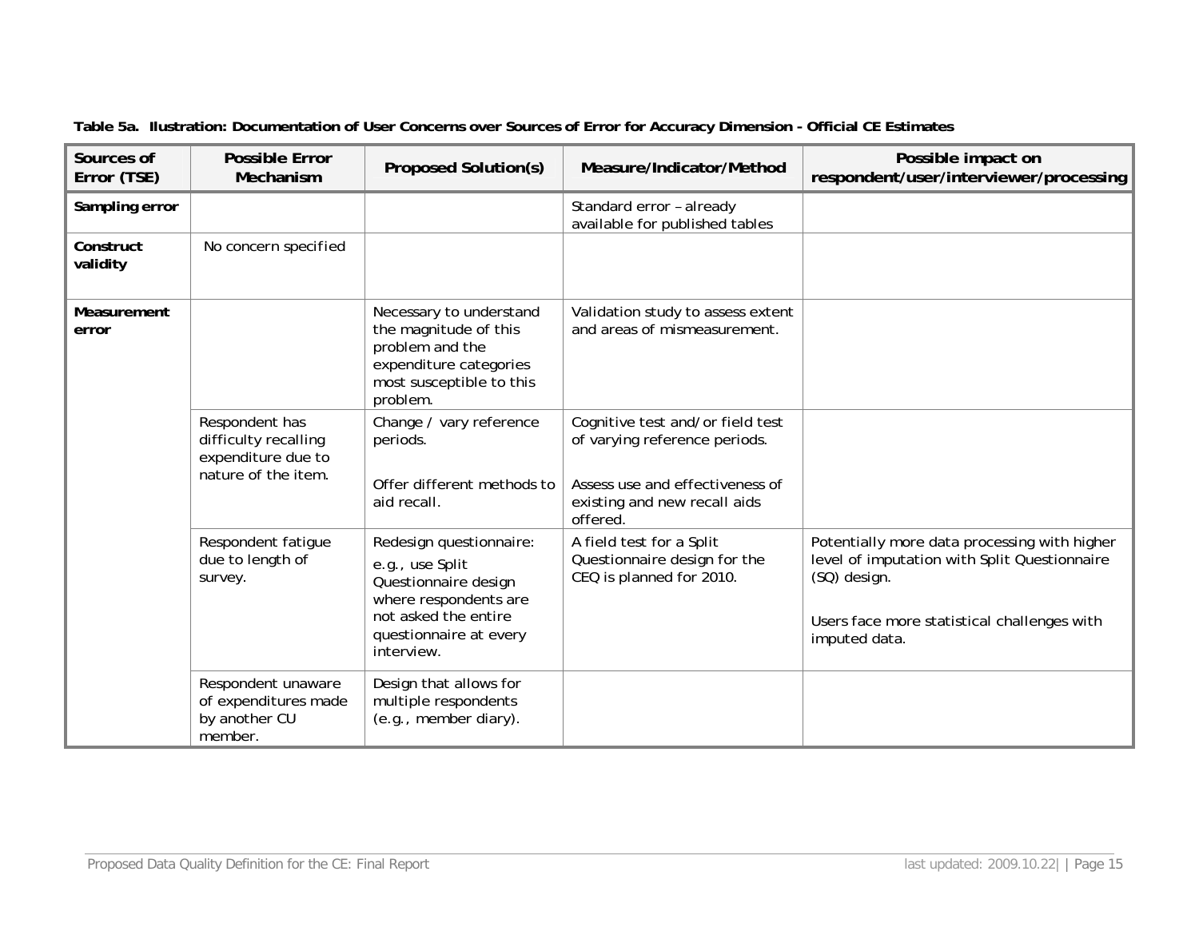**Table 5a. Ilustration: Documentation of User Concerns over Sources of Error for Accuracy Dimension - Official CE Estimates**

| Sources of Error (TSE) | Possible Error Mechanism | Proposed Solution(s) | Measure/Indicator/Method | Possible impact on respondent/user/interviewer/processing |
|---|---|---|---|---|
| **Sampling error** | | | Standard error – already available for published tables | |
| **Construct validity** | No concern specified | | | |
| **Measurement error** | | Necessary to understand the magnitude of this problem and the expenditure categories most susceptible to this problem. | Validation study to assess extent and areas of mismeasurement. | |
| | Respondent has difficulty recalling expenditure due to nature of the item. | Change / vary reference periods.<br><br>Offer different methods to aid recall. | Cognitive test and/or field test of varying reference periods.<br><br>Assess use and effectiveness of existing and new recall aids offered. | |
| | Respondent fatigue due to length of survey. | Redesign questionnaire: e.g., use Split Questionnaire design where respondents are not asked the entire questionnaire at every interview. | A field test for a Split Questionnaire design for the CEQ is planned for 2010. | Potentially more data processing with higher level of imputation with Split Questionnaire (SQ) design.<br><br>Users face more statistical challenges with imputed data. |
| | Respondent unaware of expenditures made by another CU member. | Design that allows for multiple respondents (e.g., member diary). | | |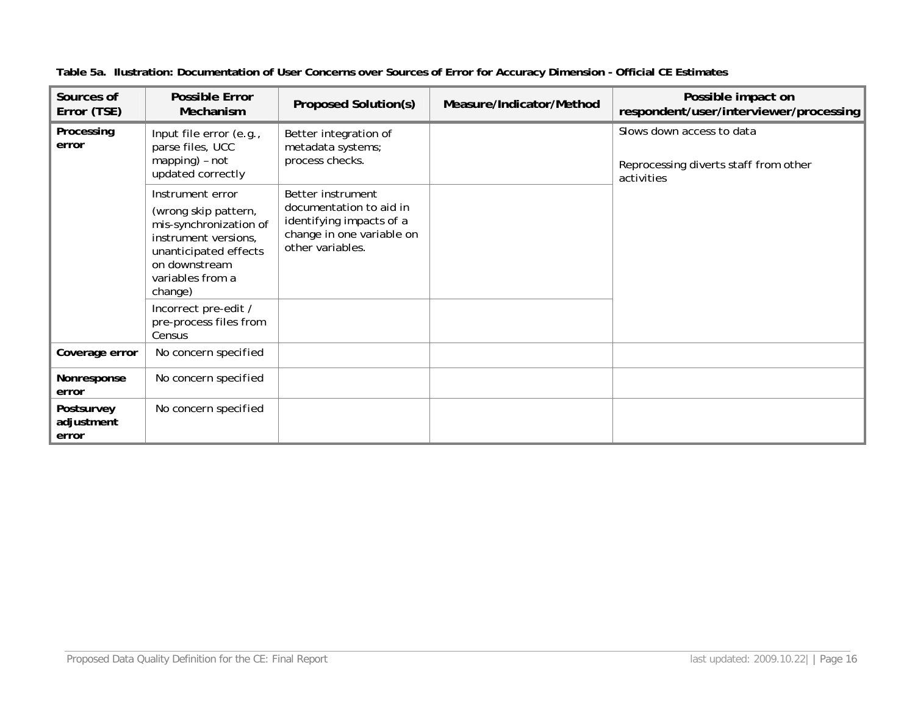**Table 5a. Ilustration: Documentation of User Concerns over Sources of Error for Accuracy Dimension - Official CE Estimates**

| Sources of Error (TSE) | Possible Error Mechanism | Proposed Solution(s) | Measure/Indicator/Method | Possible impact on respondent/user/interviewer/processing |
|---|---|---|---|---|
| **Processing error** | Input file error (e.g., parse files, UCC mapping) – not updated correctly | Better integration of metadata systems; process checks. | | Slows down access to data<br><br>Reprocessing diverts staff from other activities |
| | Instrument error (wrong skip pattern, mis-synchronization of instrument versions, unanticipated effects on downstream variables from a change) | Better instrument documentation to aid in identifying impacts of a change in one variable on other variables. | | |
| | Incorrect pre-edit / pre-process files from Census | | | |
| **Coverage error** | No concern specified | | | |
| **Nonresponse error** | No concern specified | | | |
| **Postsurvey adjustment error** | No concern specified | | | |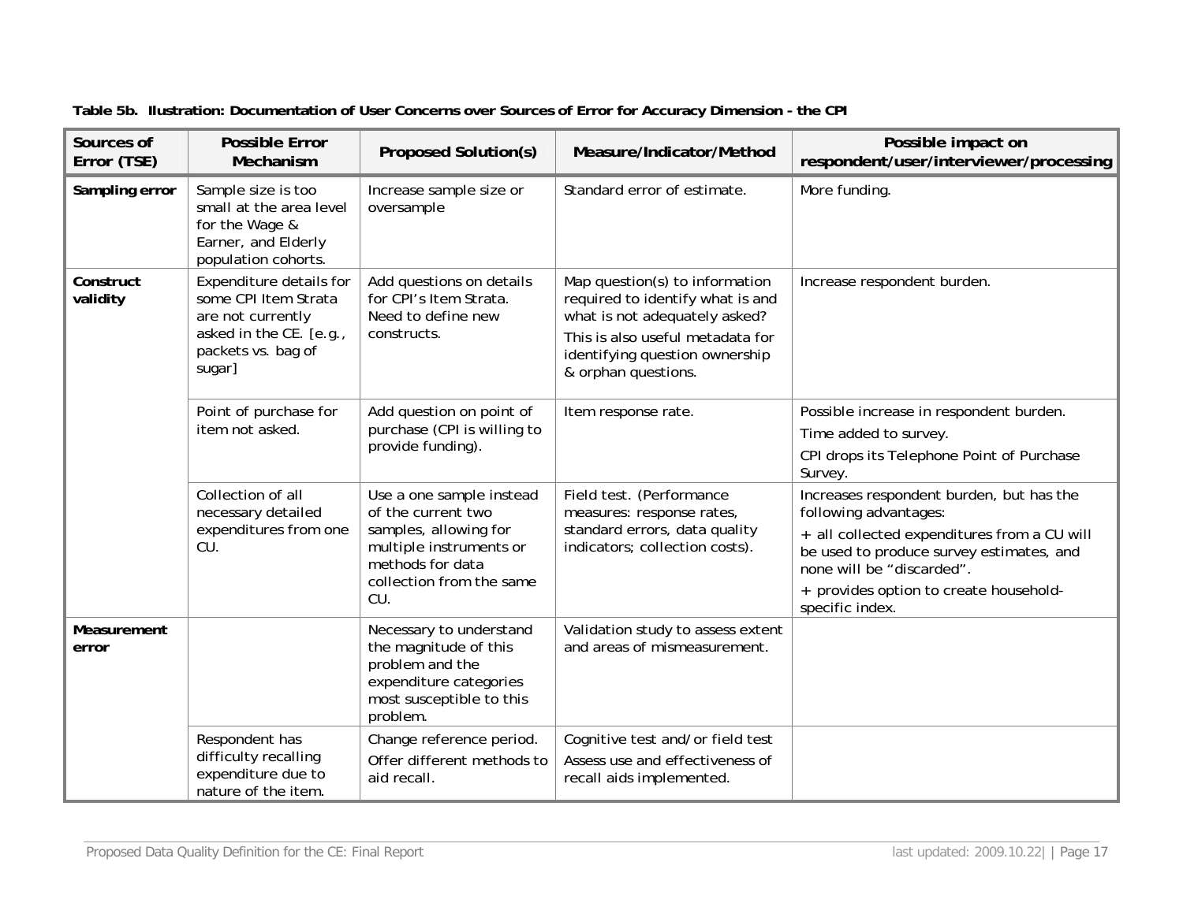**Table 5b. Ilustration: Documentation of User Concerns over Sources of Error for Accuracy Dimension - the CPI**

| Sources of Error (TSE) | Possible Error Mechanism | Proposed Solution(s) | Measure/Indicator/Method | Possible impact on respondent/user/interviewer/processing |
|---|---|---|---|---|
| **Sampling error** | Sample size is too small at the area level for the Wage & Earner, and Elderly population cohorts. | Increase sample size or oversample | Standard error of estimate. | More funding. |
| **Construct validity** | Expenditure details for some CPI Item Strata are not currently asked in the CE. [e.g., packets vs. bag of sugar] | Add questions on details for CPI's Item Strata. Need to define new constructs. | Map question(s) to information required to identify what is and what is not adequately asked? This is also useful metadata for identifying question ownership & orphan questions. | Increase respondent burden. |
| | Point of purchase for item not asked. | Add question on point of purchase (CPI is willing to provide funding). | Item response rate. | Possible increase in respondent burden. Time added to survey. CPI drops its Telephone Point of Purchase Survey. |
| | Collection of all necessary detailed expenditures from one CU. | Use a one sample instead of the current two samples, allowing for multiple instruments or methods for data collection from the same CU. | Field test. (Performance measures: response rates, standard errors, data quality indicators; collection costs). | Increases respondent burden, but has the following advantages: + all collected expenditures from a CU will be used to produce survey estimates, and none will be "discarded". + provides option to create household-specific index. |
| **Measurement error** | | Necessary to understand the magnitude of this problem and the expenditure categories most susceptible to this problem. | Validation study to assess extent and areas of mismeasurement. | |
| | Respondent has difficulty recalling expenditure due to nature of the item. | Change reference period. Offer different methods to aid recall. | Cognitive test and/or field test Assess use and effectiveness of recall aids implemented. | |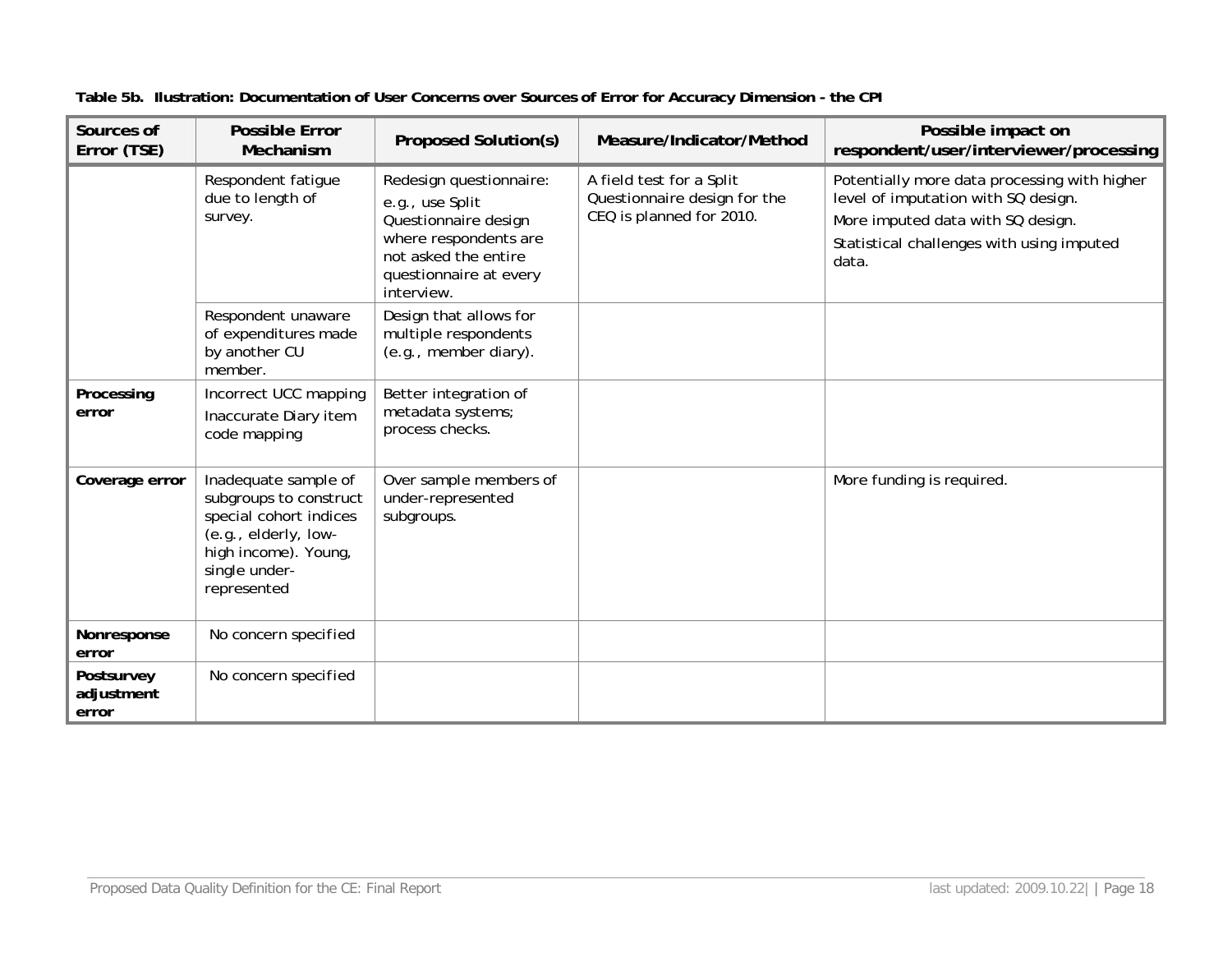**Table 5b. Ilustration: Documentation of User Concerns over Sources of Error for Accuracy Dimension - the CPI**

| Sources of Error (TSE) | Possible Error Mechanism | Proposed Solution(s) | Measure/Indicator/Method | Possible impact on respondent/user/interviewer/processing |
|---|---|---|---|---|
| | Respondent fatigue due to length of survey. | Redesign questionnaire: e.g., use Split Questionnaire design where respondents are not asked the entire questionnaire at every interview. | A field test for a Split Questionnaire design for the CEQ is planned for 2010. | Potentially more data processing with higher level of imputation with SQ design.<br>More imputed data with SQ design.<br>Statistical challenges with using imputed data. |
| | Respondent unaware of expenditures made by another CU member. | Design that allows for multiple respondents (e.g., member diary). | | |
| **Processing error** | Incorrect UCC mapping<br>Inaccurate Diary item code mapping | Better integration of metadata systems; process checks. | | |
| **Coverage error** | Inadequate sample of subgroups to construct special cohort indices (e.g., elderly, low-high income). Young, single under-represented | Over sample members of under-represented subgroups. | | More funding is required. |
| **Nonresponse error** | No concern specified | | | |
| **Postsurvey adjustment error** | No concern specified | | | |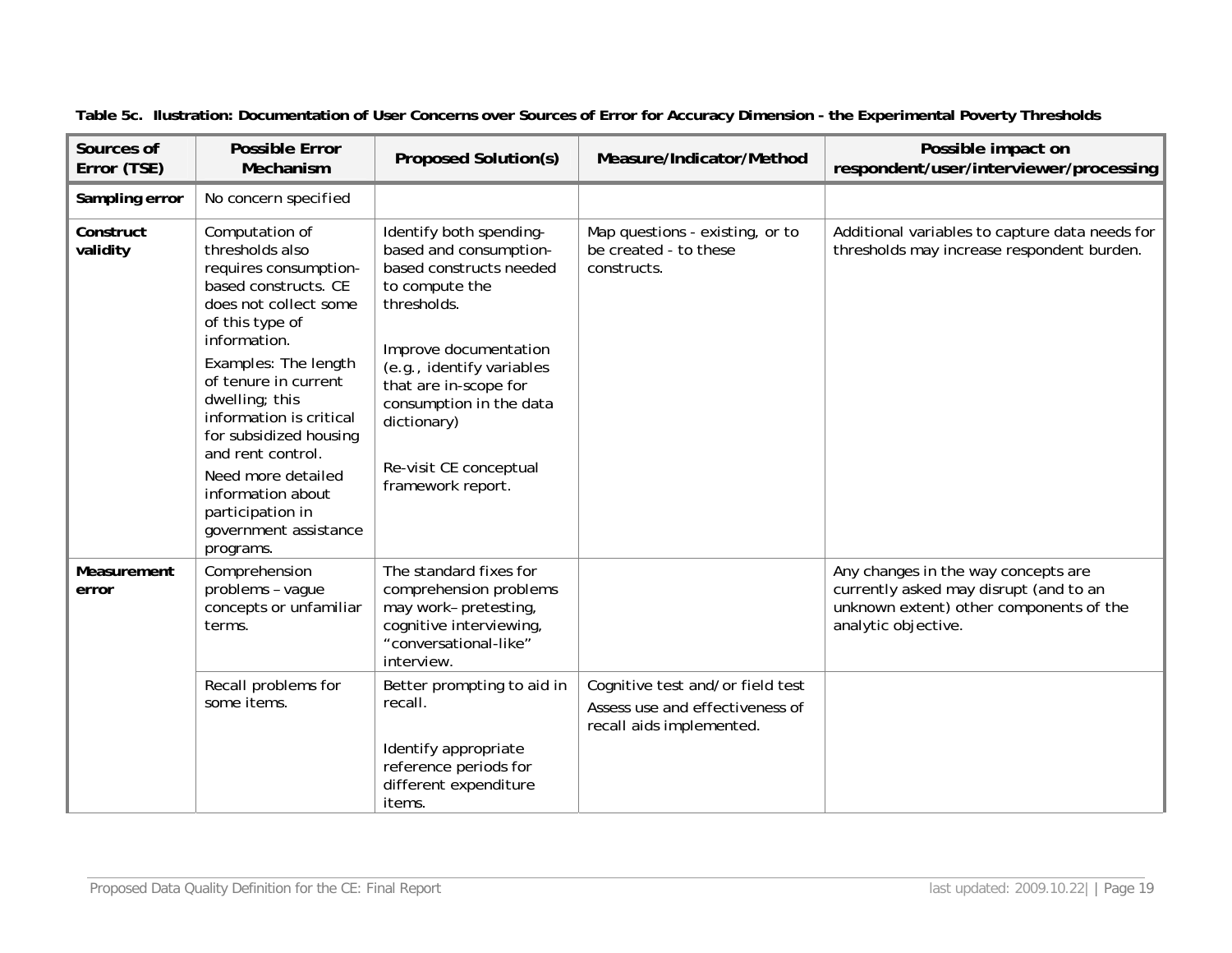**Table 5c. Ilustration: Documentation of User Concerns over Sources of Error for Accuracy Dimension - the Experimental Poverty Thresholds**

| Sources of Error (TSE) | Possible Error Mechanism | Proposed Solution(s) | Measure/Indicator/Method | Possible impact on respondent/user/interviewer/processing |
|---|---|---|---|---|
| **Sampling error** | No concern specified | | | |
| **Construct validity** | Computation of thresholds also requires consumption-based constructs. CE does not collect some of this type of information.<br><br>Examples: The length of tenure in current dwelling; this information is critical for subsidized housing and rent control.<br><br>Need more detailed information about participation in government assistance programs. | Identify both spending-based and consumption-based constructs needed to compute the thresholds.<br><br>Improve documentation (e.g., identify variables that are in-scope for consumption in the data dictionary)<br><br>Re-visit CE conceptual framework report. | Map questions - existing, or to be created - to these constructs. | Additional variables to capture data needs for thresholds may increase respondent burden. |
| **Measurement error** | Comprehension problems – vague concepts or unfamiliar terms. | The standard fixes for comprehension problems may work– pretesting, cognitive interviewing, "conversational-like" interview. | | Any changes in the way concepts are currently asked may disrupt (and to an unknown extent) other components of the analytic objective. |
| | Recall problems for some items. | Better prompting to aid in recall.<br><br>Identify appropriate reference periods for different expenditure items. | Cognitive test and/or field test<br><br>Assess use and effectiveness of recall aids implemented. | |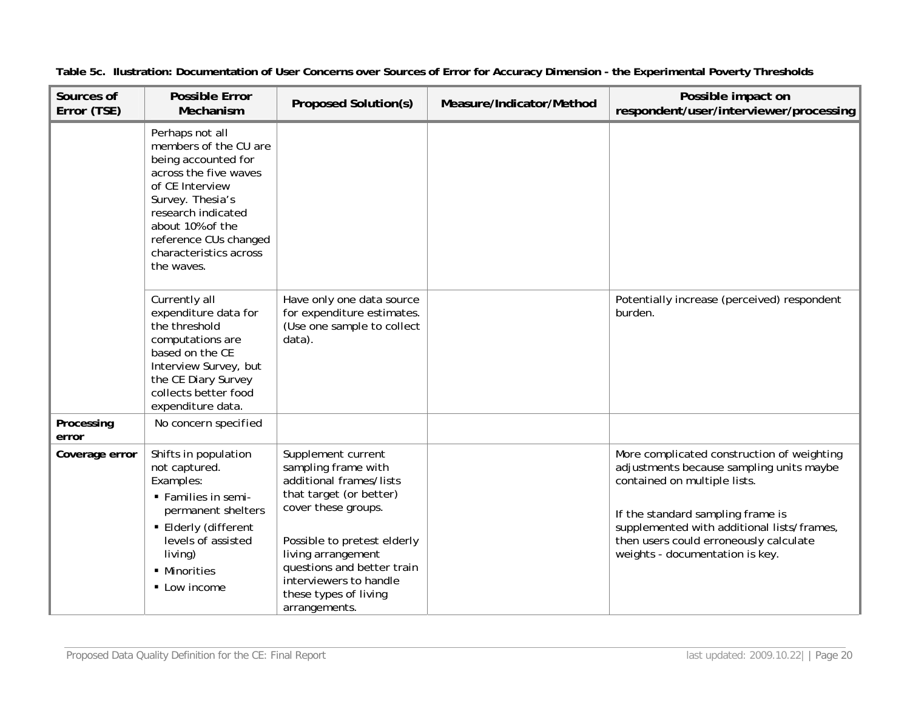**Table 5c. Ilustration: Documentation of User Concerns over Sources of Error for Accuracy Dimension - the Experimental Poverty Thresholds**

| Sources of Error (TSE) | Possible Error Mechanism | Proposed Solution(s) | Measure/Indicator/Method | Possible impact on respondent/user/interviewer/processing |
|---|---|---|---|---|
| | Perhaps not all members of the CU are being accounted for across the five waves of CE Interview Survey. Thesia's research indicated about 10%of the reference CUs changed characteristics across the waves. | | | |
| | Currently all expenditure data for the threshold computations are based on the CE Interview Survey, but the CE Diary Survey collects better food expenditure data. | Have only one data source for expenditure estimates. (Use one sample to collect data). | | Potentially increase (perceived) respondent burden. |
| **Processing error** | No concern specified | | | |
| **Coverage error** | Shifts in population not captured. Examples: <br>▪ Families in semi-permanent shelters <br>▪ Elderly (different levels of assisted living) <br>▪ Minorities <br>▪ Low income | Supplement current sampling frame with additional frames/lists that target (or better) cover these groups. <br><br>Possible to pretest elderly living arrangement questions and better train interviewers to handle these types of living arrangements. | | More complicated construction of weighting adjustments because sampling units maybe contained on multiple lists. <br><br>If the standard sampling frame is supplemented with additional lists/frames, then users could erroneously calculate weights - documentation is key. |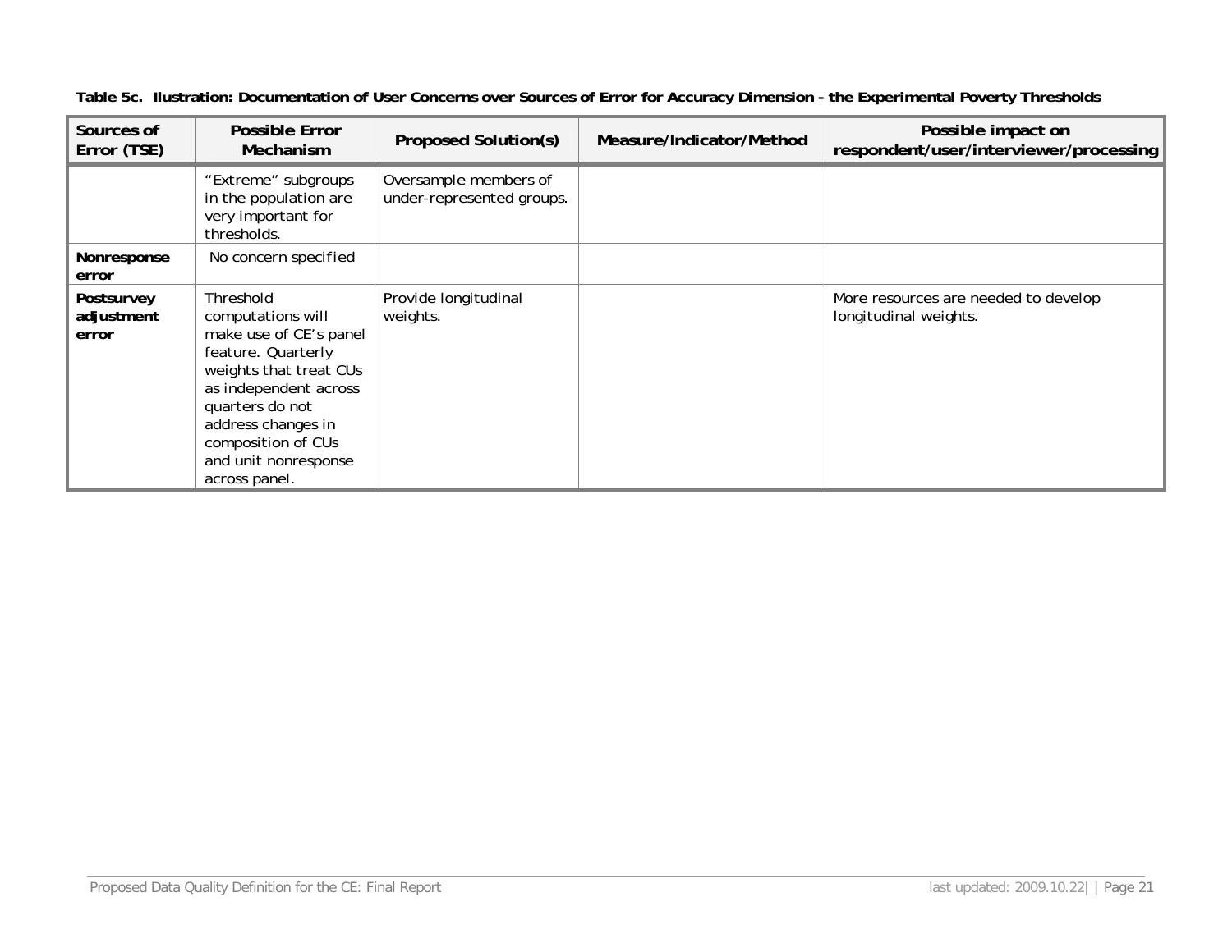**Table 5c. Ilustration: Documentation of User Concerns over Sources of Error for Accuracy Dimension - the Experimental Poverty Thresholds**

| Sources of Error (TSE) | Possible Error Mechanism | Proposed Solution(s) | Measure/Indicator/Method | Possible impact on respondent/user/interviewer/processing |
|---|---|---|---|---|
| | "Extreme" subgroups in the population are very important for thresholds. | Oversample members of under-represented groups. | | |
| **Nonresponse error** | No concern specified | | | |
| **Postsurvey adjustment error** | Threshold computations will make use of CE's panel feature. Quarterly weights that treat CUs as independent across quarters do not address changes in composition of CUs and unit nonresponse across panel. | Provide longitudinal weights. | | More resources are needed to develop longitudinal weights. |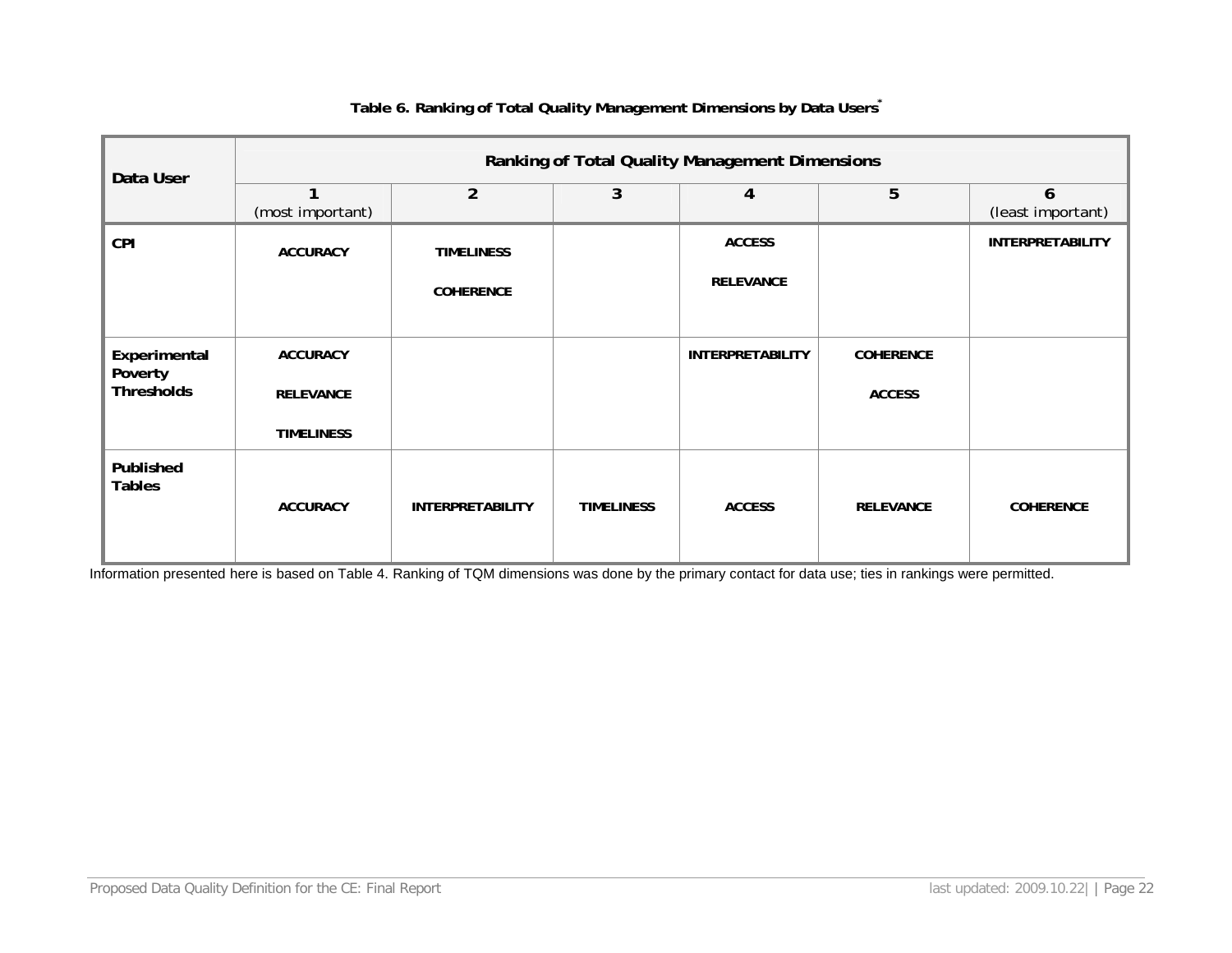**Table 6. Ranking of Total Quality Management Dimensions by Data Users***

| Data User | Ranking of Total Quality Management Dimensions | | | | | |
|---|---|---|---|---|---|---|
| | 1 (most important) | 2 | 3 | 4 | 5 | 6 (least important) |
| **CPI** | **ACCURACY** | **TIMELINESS** **COHERENCE** | | **ACCESS** **RELEVANCE** | | **INTERPRETABILITY** |
| **Experimental Poverty Thresholds** | **ACCURACY** **RELEVANCE** **TIMELINESS** | | | **INTERPRETABILITY** | **COHERENCE** **ACCESS** | |
| **Published Tables** | **ACCURACY** | **INTERPRETABILITY** | **TIMELINESS** | **ACCESS** | **RELEVANCE** | **COHERENCE** |

Information presented here is based on Table 4. Ranking of TQM dimensions was done by the primary contact for data use; ties in rankings were permitted.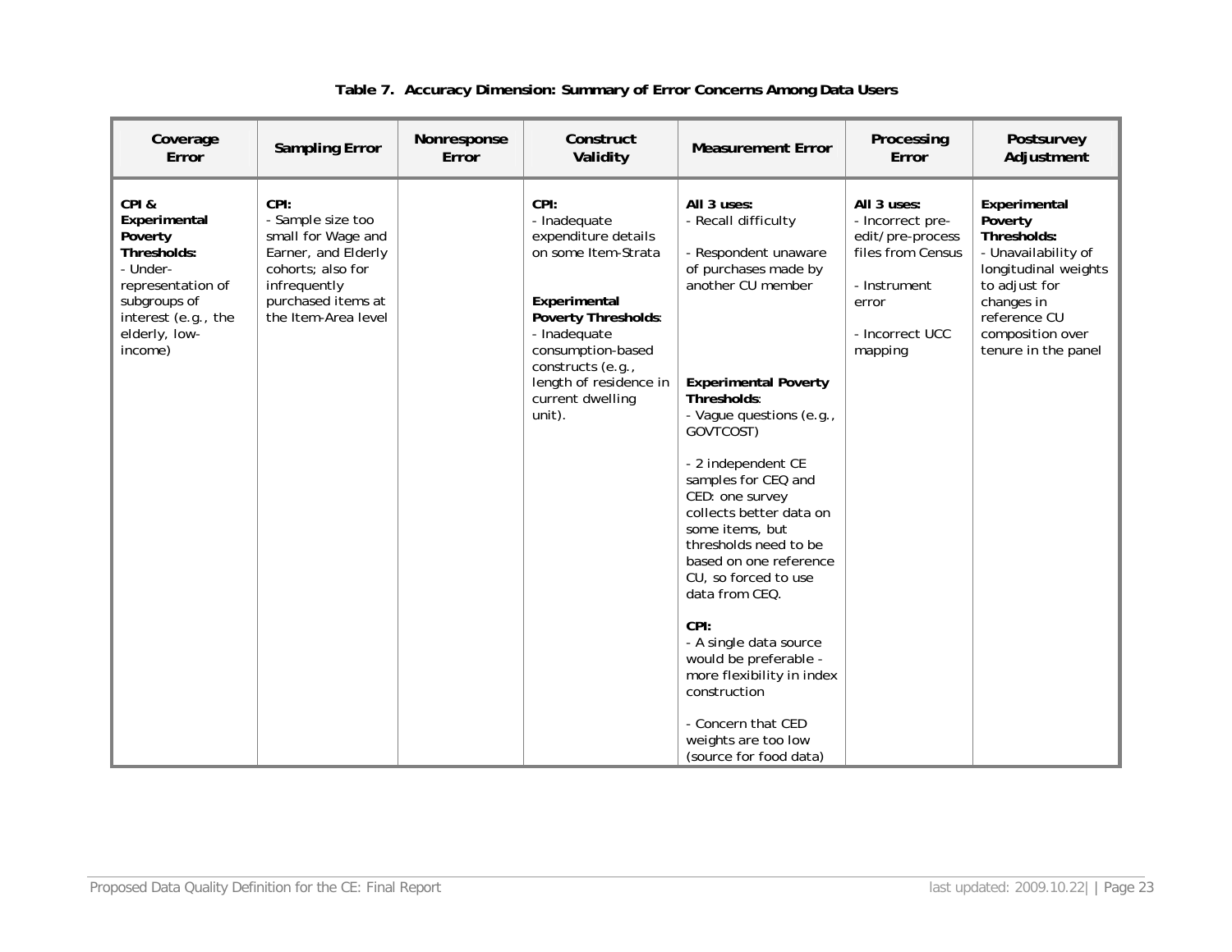**Table 7. Accuracy Dimension: Summary of Error Concerns Among Data Users**

| Coverage Error | Sampling Error | Nonresponse Error | Construct Validity | Measurement Error | Processing Error | Postsurvey Adjustment |
|---|---|---|---|---|---|---|
| **CPI & Experimental Poverty Thresholds:**<br>- Under-representation of subgroups of interest (e.g., the elderly, low-income) | **CPI:**<br>- Sample size too small for Wage and Earner, and Elderly cohorts; also for infrequently purchased items at the Item-Area level | | **CPI:**<br>- Inadequate expenditure details on some Item-Strata<br><br>**Experimental Poverty Thresholds**:<br>- Inadequate consumption-based constructs (e.g., length of residence in current dwelling unit). | **All 3 uses:**<br>- Recall difficulty<br><br>- Respondent unaware of purchases made by another CU member<br><br>**Experimental Poverty Thresholds**:<br>- Vague questions (e.g., GOVTCOST)<br><br>- 2 independent CE samples for CEQ and CED: one survey collects better data on some items, but thresholds need to be based on one reference CU, so forced to use data from CEQ.<br><br>**CPI:**<br>- A single data source would be preferable - more flexibility in index construction<br><br>- Concern that CED weights are too low (source for food data) | **All 3 uses:**<br>- Incorrect pre-edit/pre-process files from Census<br><br>- Instrument error<br><br>- Incorrect UCC mapping | **Experimental Poverty Thresholds:**<br>- Unavailability of longitudinal weights to adjust for changes in reference CU composition over tenure in the panel |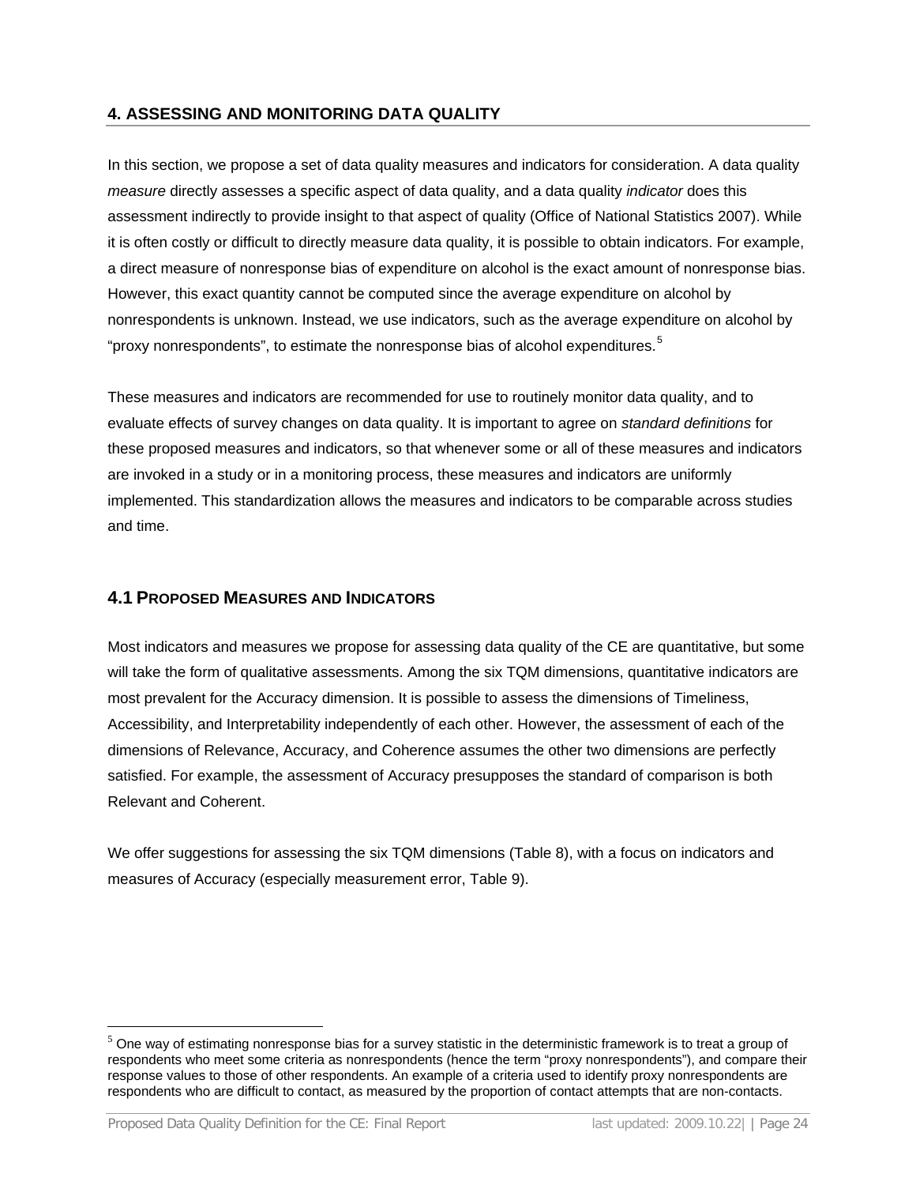## 4. ASSESSING AND MONITORING DATA QUALITY

In this section, we propose a set of data quality measures and indicators for consideration. A data quality *measure* directly assesses a specific aspect of data quality, and a data quality *indicator* does this assessment indirectly to provide insight to that aspect of quality (Office of National Statistics 2007). While it is often costly or difficult to directly measure data quality, it is possible to obtain indicators. For example, a direct measure of nonresponse bias of expenditure on alcohol is the exact amount of nonresponse bias. However, this exact quantity cannot be computed since the average expenditure on alcohol by nonrespondents is unknown. Instead, we use indicators, such as the average expenditure on alcohol by "proxy nonrespondents", to estimate the nonresponse bias of alcohol expenditures.[5]

These measures and indicators are recommended for use to routinely monitor data quality, and to evaluate effects of survey changes on data quality. It is important to agree on *standard definitions* for these proposed measures and indicators, so that whenever some or all of these measures and indicators are invoked in a study or in a monitoring process, these measures and indicators are uniformly implemented. This standardization allows the measures and indicators to be comparable across studies and time.

### 4.1 PROPOSED MEASURES AND INDICATORS

Most indicators and measures we propose for assessing data quality of the CE are quantitative, but some will take the form of qualitative assessments. Among the six TQM dimensions, quantitative indicators are most prevalent for the Accuracy dimension. It is possible to assess the dimensions of Timeliness, Accessibility, and Interpretability independently of each other. However, the assessment of each of the dimensions of Relevance, Accuracy, and Coherence assumes the other two dimensions are perfectly satisfied. For example, the assessment of Accuracy presupposes the standard of comparison is both Relevant and Coherent.

We offer suggestions for assessing the six TQM dimensions (Table 8), with a focus on indicators and measures of Accuracy (especially measurement error, Table 9).

[5] One way of estimating nonresponse bias for a survey statistic in the deterministic framework is to treat a group of respondents who meet some criteria as nonrespondents (hence the term "proxy nonrespondents"), and compare their response values to those of other respondents. An example of a criteria used to identify proxy nonrespondents are respondents who are difficult to contact, as measured by the proportion of contact attempts that are non-contacts.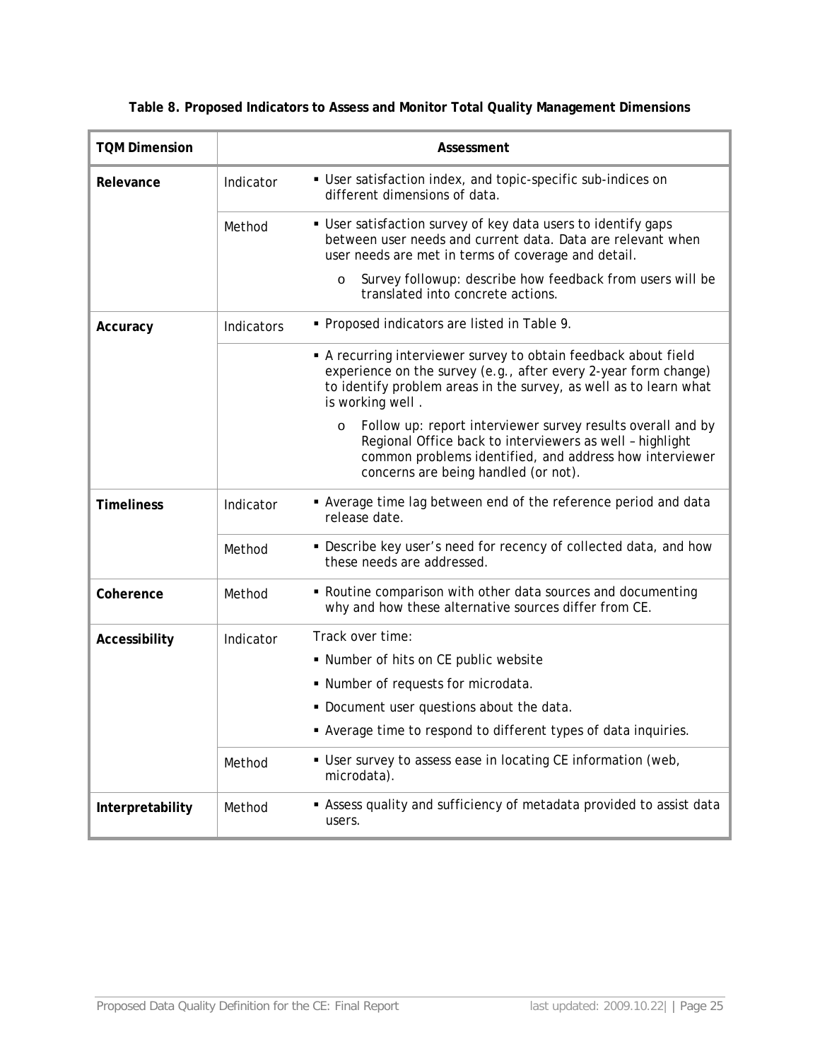**Table 8. Proposed Indicators to Assess and Monitor Total Quality Management Dimensions**

| TQM Dimension | Assessment | |
|---|---|---|
| **Relevance** | Indicator | ▪ User satisfaction index, and topic-specific sub-indices on different dimensions of data. |
| | Method | ▪ User satisfaction survey of key data users to identify gaps between user needs and current data. Data are relevant when user needs are met in terms of coverage and detail.<br>o Survey followup: describe how feedback from users will be translated into concrete actions. |
| **Accuracy** | Indicators | ▪ Proposed indicators are listed in Table 9. |
| | | ▪ A recurring interviewer survey to obtain feedback about field experience on the survey (e.g., after every 2-year form change) to identify problem areas in the survey, as well as to learn what is working well .<br>o Follow up: report interviewer survey results overall and by Regional Office back to interviewers as well – highlight common problems identified, and address how interviewer concerns are being handled (or not). |
| **Timeliness** | Indicator | ▪ Average time lag between end of the reference period and data release date. |
| | Method | ▪ Describe key user's need for recency of collected data, and how these needs are addressed. |
| **Coherence** | Method | ▪ Routine comparison with other data sources and documenting why and how these alternative sources differ from CE. |
| **Accessibility** | Indicator | Track over time:<br>▪ Number of hits on CE public website<br>▪ Number of requests for microdata.<br>▪ Document user questions about the data.<br>▪ Average time to respond to different types of data inquiries. |
| | Method | ▪ User survey to assess ease in locating CE information (web, microdata). |
| **Interpretability** | Method | ▪ Assess quality and sufficiency of metadata provided to assist data users. |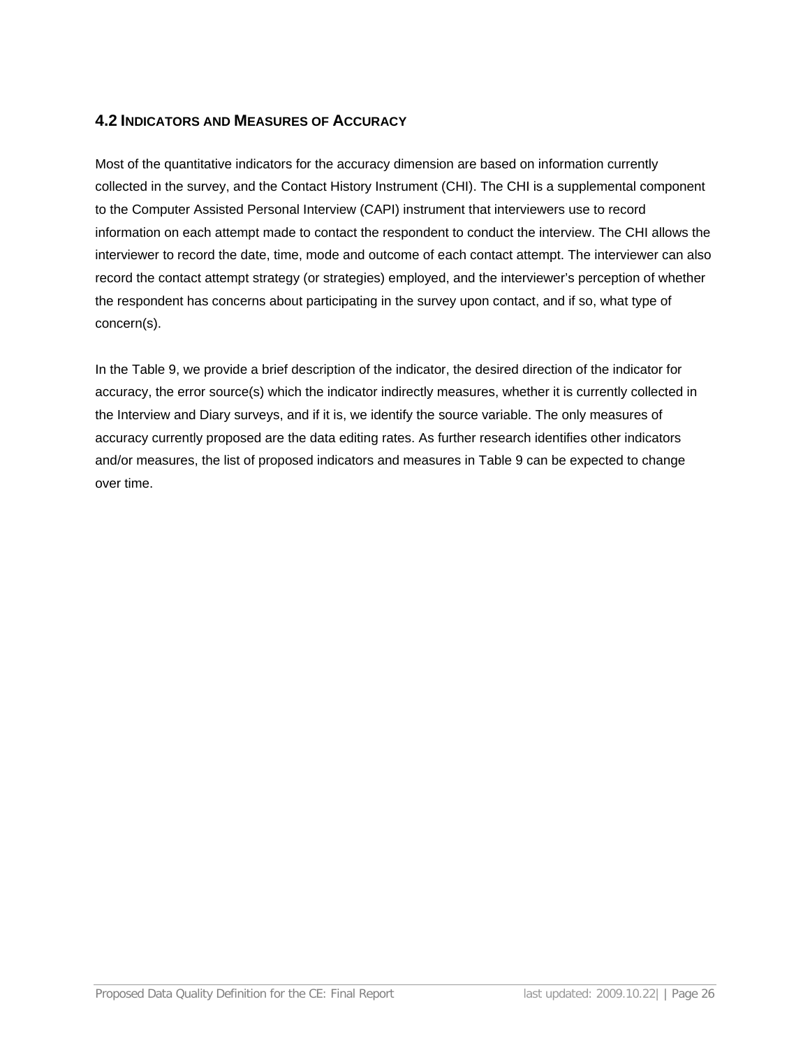## 4.2 Indicators and Measures of Accuracy

Most of the quantitative indicators for the accuracy dimension are based on information currently collected in the survey, and the Contact History Instrument (CHI). The CHI is a supplemental component to the Computer Assisted Personal Interview (CAPI) instrument that interviewers use to record information on each attempt made to contact the respondent to conduct the interview. The CHI allows the interviewer to record the date, time, mode and outcome of each contact attempt. The interviewer can also record the contact attempt strategy (or strategies) employed, and the interviewer's perception of whether the respondent has concerns about participating in the survey upon contact, and if so, what type of concern(s).

In the Table 9, we provide a brief description of the indicator, the desired direction of the indicator for accuracy, the error source(s) which the indicator indirectly measures, whether it is currently collected in the Interview and Diary surveys, and if it is, we identify the source variable. The only measures of accuracy currently proposed are the data editing rates. As further research identifies other indicators and/or measures, the list of proposed indicators and measures in Table 9 can be expected to change over time.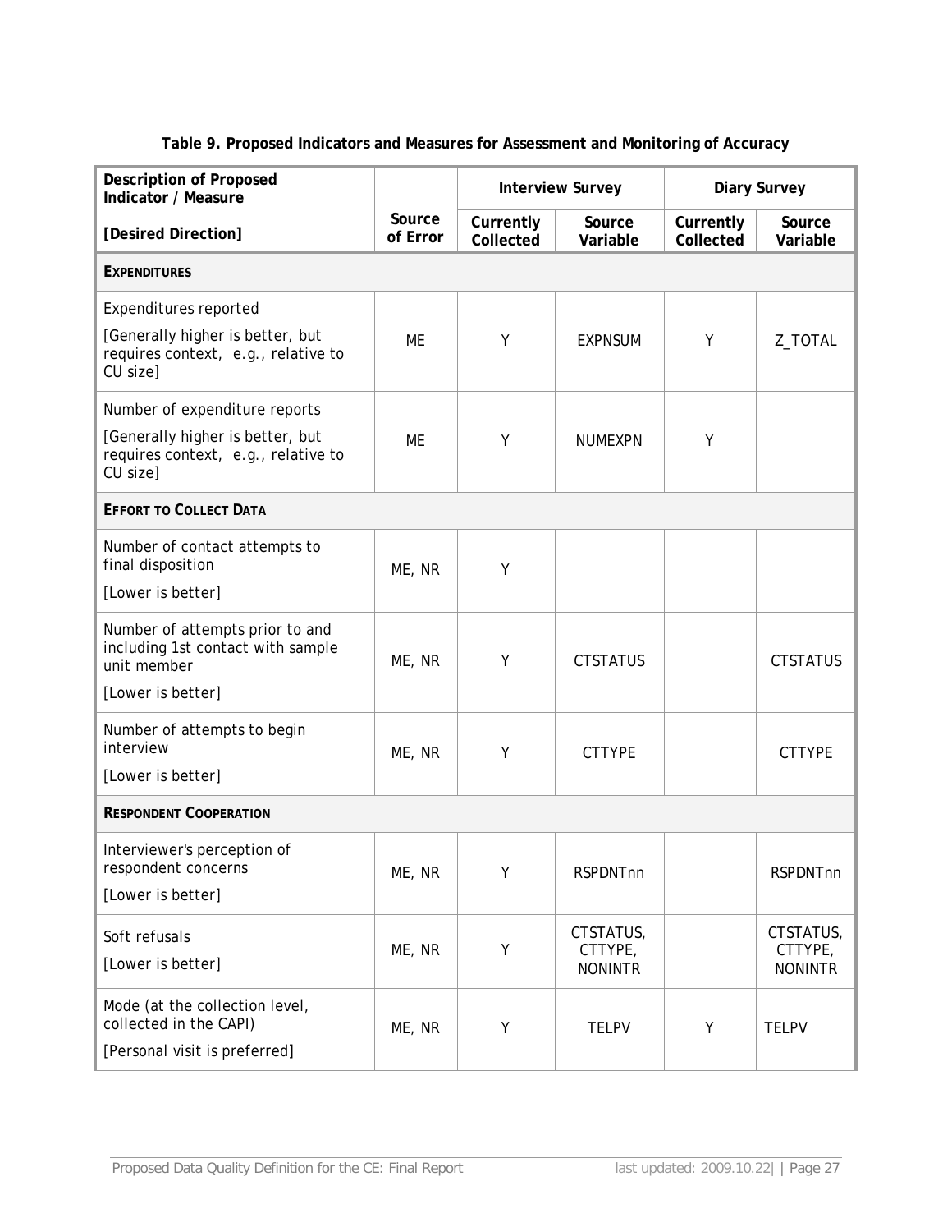**Table 9. Proposed Indicators and Measures for Assessment and Monitoring of Accuracy**

| Description of Proposed Indicator / Measure | | Interview Survey | | Diary Survey | |
|---|---|---|---|---|---|
| [Desired Direction] | Source of Error | Currently Collected | Source Variable | Currently Collected | Source Variable |
| **EXPENDITURES** | | | | | |
| Expenditures reported<br>[Generally higher is better, but requires context, e.g., relative to CU size] | ME | Y | EXPNSUM | Y | Z_TOTAL |
| Number of expenditure reports<br>[Generally higher is better, but requires context, e.g., relative to CU size] | ME | Y | NUMEXPN | Y | |
| **EFFORT TO COLLECT DATA** | | | | | |
| Number of contact attempts to final disposition<br>[Lower is better] | ME, NR | Y | | | |
| Number of attempts prior to and including 1st contact with sample unit member<br>[Lower is better] | ME, NR | Y | CTSTATUS | | CTSTATUS |
| Number of attempts to begin interview<br>[Lower is better] | ME, NR | Y | CTTYPE | | CTTYPE |
| **RESPONDENT COOPERATION** | | | | | |
| Interviewer's perception of respondent concerns<br>[Lower is better] | ME, NR | Y | RSPDNTnn | | RSPDNTnn |
| Soft refusals<br>[Lower is better] | ME, NR | Y | CTSTATUS, CTTYPE, NONINTR | | CTSTATUS, CTTYPE, NONINTR |
| Mode (at the collection level, collected in the CAPI)<br>[Personal visit is preferred] | ME, NR | Y | TELPV | Y | TELPV |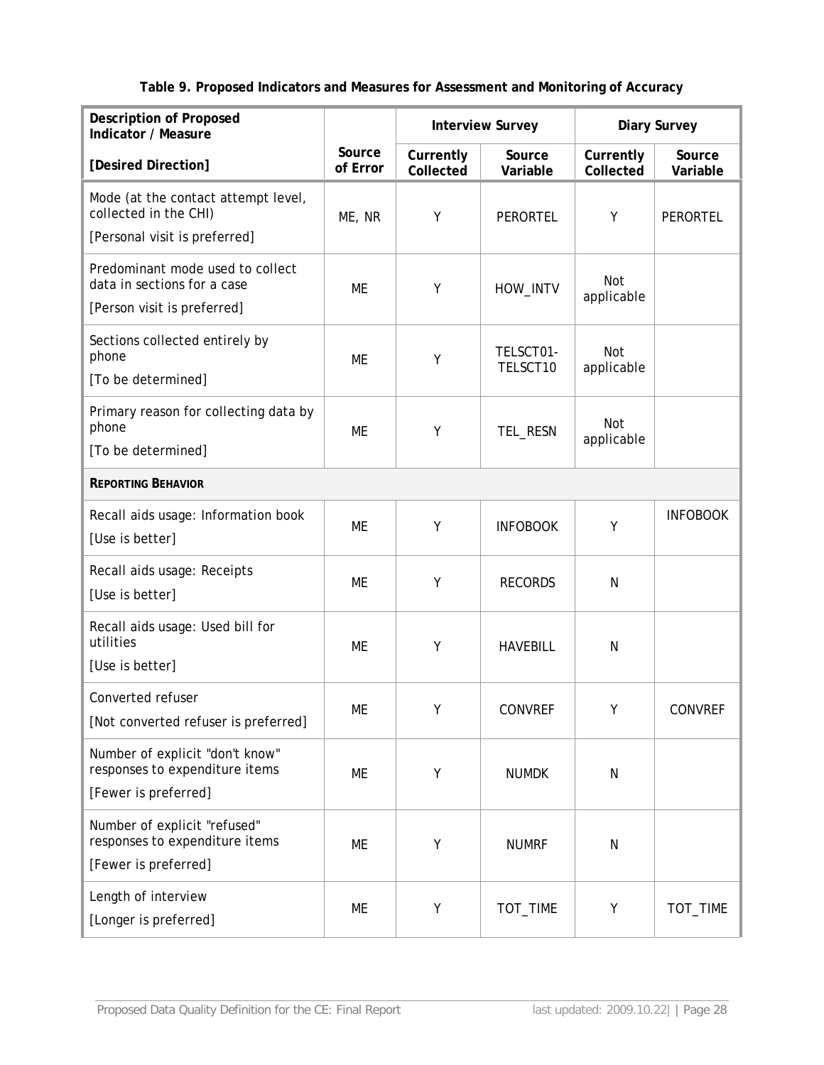**Table 9. Proposed Indicators and Measures for Assessment and Monitoring of Accuracy**

| Description of Proposed Indicator / Measure [Desired Direction] | Source of Error | Interview Survey | | Diary Survey | |
|---|---|---|---|---|---|
| | | Currently Collected | Source Variable | Currently Collected | Source Variable |
| Mode (at the contact attempt level, collected in the CHI) [Personal visit is preferred] | ME, NR | Y | PERORTEL | Y | PERORTEL |
| Predominant mode used to collect data in sections for a case [Person visit is preferred] | ME | Y | HOW_INTV | Not applicable | |
| Sections collected entirely by phone [To be determined] | ME | Y | TELSCT01-TELSCT10 | Not applicable | |
| Primary reason for collecting data by phone [To be determined] | ME | Y | TEL_RESN | Not applicable | |
| **REPORTING BEHAVIOR** | | | | | |
| Recall aids usage: Information book [Use is better] | ME | Y | INFOBOOK | Y | INFOBOOK |
| Recall aids usage: Receipts [Use is better] | ME | Y | RECORDS | N | |
| Recall aids usage: Used bill for utilities [Use is better] | ME | Y | HAVEBILL | N | |
| Converted refuser [Not converted refuser is preferred] | ME | Y | CONVREF | Y | CONVREF |
| Number of explicit "don't know" responses to expenditure items [Fewer is preferred] | ME | Y | NUMDK | N | |
| Number of explicit "refused" responses to expenditure items [Fewer is preferred] | ME | Y | NUMRF | N | |
| Length of interview [Longer is preferred] | ME | Y | TOT_TIME | Y | TOT_TIME |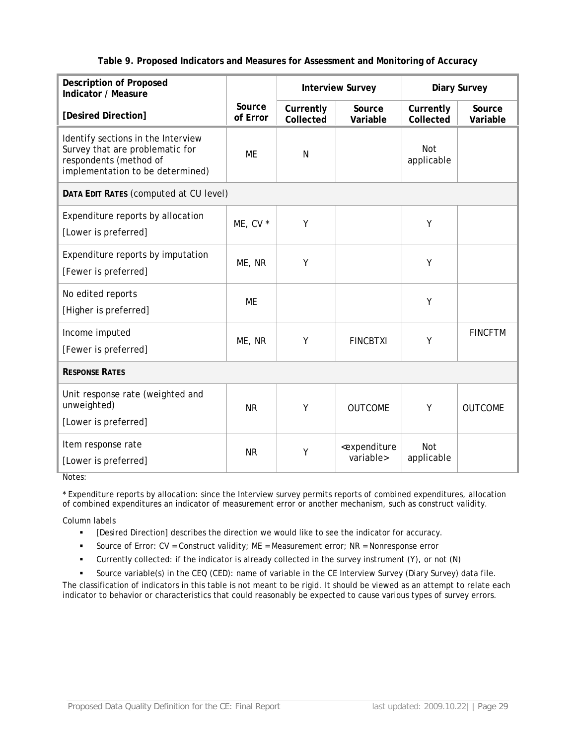**Table 9. Proposed Indicators and Measures for Assessment and Monitoring of Accuracy**

| Description of Proposed Indicator / Measure | | Interview Survey | | Diary Survey | |
|---|---|---|---|---|---|
| [Desired Direction] | Source of Error | Currently Collected | Source Variable | Currently Collected | Source Variable |
| Identify sections in the Interview Survey that are problematic for respondents (method of implementation to be determined) | ME | N | | Not applicable | |
| **DATA EDIT RATES** (computed at CU level) | | | | | |
| Expenditure reports by allocation [Lower is preferred] | ME, CV * | Y | | Y | |
| Expenditure reports by imputation [Fewer is preferred] | ME, NR | Y | | Y | |
| No edited reports [Higher is preferred] | ME | | | Y | |
| Income imputed [Fewer is preferred] | ME, NR | Y | FINCBTXI | Y | FINCFTM |
| **RESPONSE RATES** | | | | | |
| Unit response rate (weighted and unweighted) [Lower is preferred] | NR | Y | OUTCOME | Y | OUTCOME |
| Item response rate [Lower is preferred] | NR | Y | <expenditure variable> | Not applicable | |

Notes:

* Expenditure reports by allocation: since the Interview survey permits reports of combined expenditures, allocation of combined expenditures an indicator of measurement error or another mechanism, such as construct validity.

Column labels

- [Desired Direction] describes the direction we would like to see the indicator for accuracy.
- Source of Error: CV = Construct validity; ME = Measurement error; NR = Nonresponse error
- Currently collected: if the indicator is already collected in the survey instrument (Y), or not (N)
- Source variable(s) in the CEQ (CED): name of variable in the CE Interview Survey (Diary Survey) data file.

The classification of indicators in this table is not meant to be rigid. It should be viewed as an attempt to relate each indicator to behavior or characteristics that could reasonably be expected to cause various types of survey errors.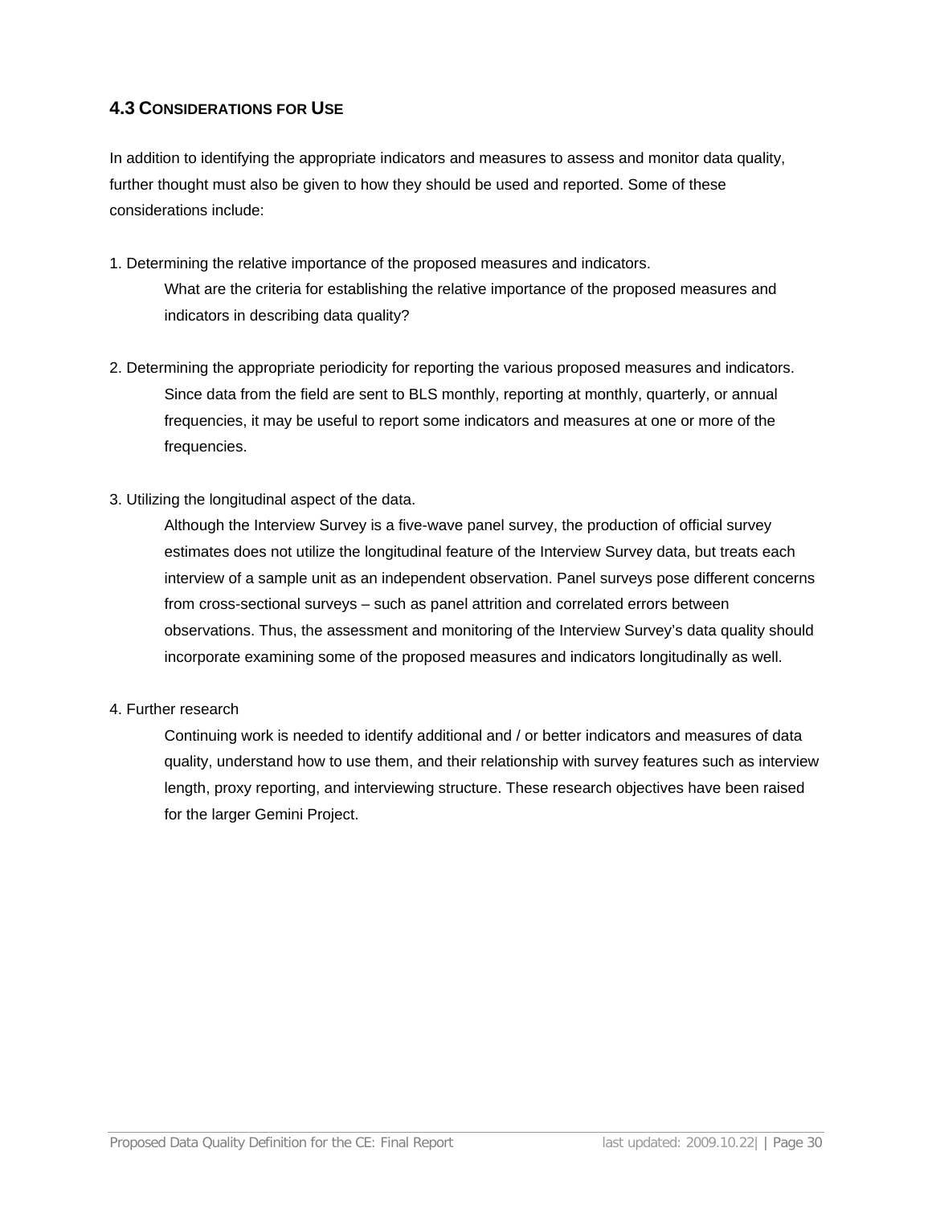### 4.3 Considerations for Use

In addition to identifying the appropriate indicators and measures to assess and monitor data quality, further thought must also be given to how they should be used and reported. Some of these considerations include:

1. Determining the relative importance of the proposed measures and indicators.

   What are the criteria for establishing the relative importance of the proposed measures and indicators in describing data quality?

2. Determining the appropriate periodicity for reporting the various proposed measures and indicators.

   Since data from the field are sent to BLS monthly, reporting at monthly, quarterly, or annual frequencies, it may be useful to report some indicators and measures at one or more of the frequencies.

3. Utilizing the longitudinal aspect of the data.

   Although the Interview Survey is a five-wave panel survey, the production of official survey estimates does not utilize the longitudinal feature of the Interview Survey data, but treats each interview of a sample unit as an independent observation. Panel surveys pose different concerns from cross-sectional surveys – such as panel attrition and correlated errors between observations. Thus, the assessment and monitoring of the Interview Survey's data quality should incorporate examining some of the proposed measures and indicators longitudinally as well.

4. Further research

   Continuing work is needed to identify additional and / or better indicators and measures of data quality, understand how to use them, and their relationship with survey features such as interview length, proxy reporting, and interviewing structure. These research objectives have been raised for the larger Gemini Project.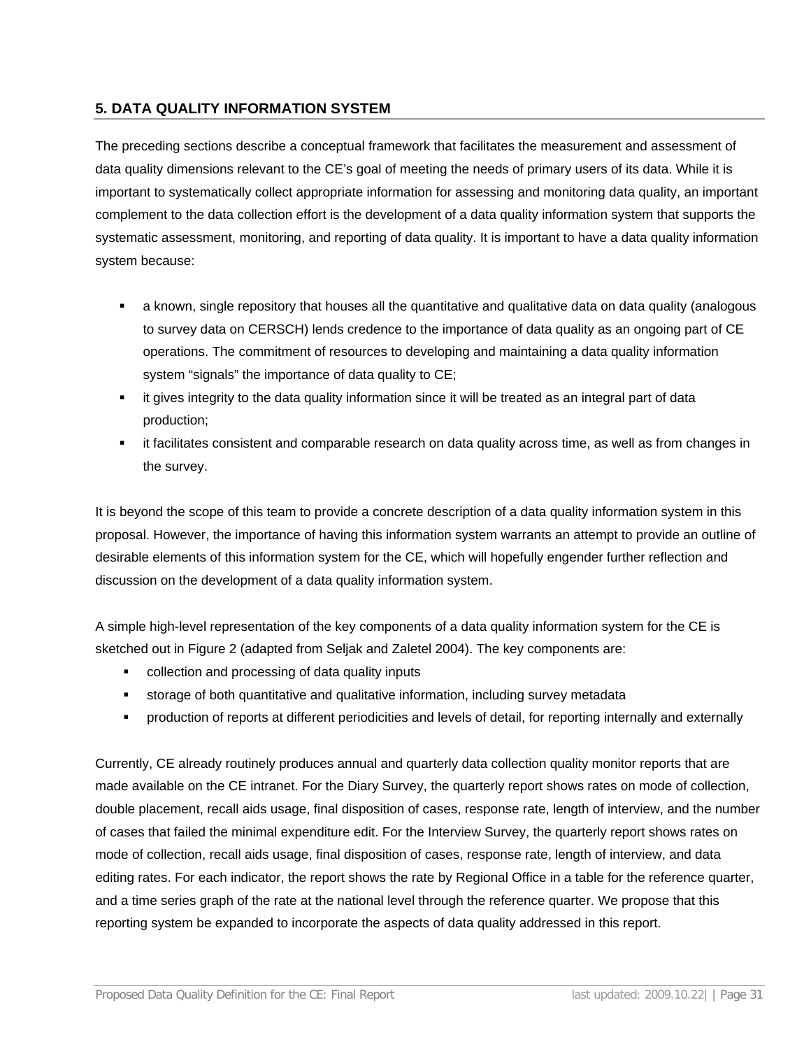## 5. DATA QUALITY INFORMATION SYSTEM

The preceding sections describe a conceptual framework that facilitates the measurement and assessment of data quality dimensions relevant to the CE's goal of meeting the needs of primary users of its data. While it is important to systematically collect appropriate information for assessing and monitoring data quality, an important complement to the data collection effort is the development of a data quality information system that supports the systematic assessment, monitoring, and reporting of data quality. It is important to have a data quality information system because:

- a known, single repository that houses all the quantitative and qualitative data on data quality (analogous to survey data on CERSCH) lends credence to the importance of data quality as an ongoing part of CE operations. The commitment of resources to developing and maintaining a data quality information system "signals" the importance of data quality to CE;
- it gives integrity to the data quality information since it will be treated as an integral part of data production;
- it facilitates consistent and comparable research on data quality across time, as well as from changes in the survey.

It is beyond the scope of this team to provide a concrete description of a data quality information system in this proposal. However, the importance of having this information system warrants an attempt to provide an outline of desirable elements of this information system for the CE, which will hopefully engender further reflection and discussion on the development of a data quality information system.

A simple high-level representation of the key components of a data quality information system for the CE is sketched out in Figure 2 (adapted from Seljak and Zaletel 2004). The key components are:

- collection and processing of data quality inputs
- storage of both quantitative and qualitative information, including survey metadata
- production of reports at different periodicities and levels of detail, for reporting internally and externally

Currently, CE already routinely produces annual and quarterly data collection quality monitor reports that are made available on the CE intranet. For the Diary Survey, the quarterly report shows rates on mode of collection, double placement, recall aids usage, final disposition of cases, response rate, length of interview, and the number of cases that failed the minimal expenditure edit. For the Interview Survey, the quarterly report shows rates on mode of collection, recall aids usage, final disposition of cases, response rate, length of interview, and data editing rates. For each indicator, the report shows the rate by Regional Office in a table for the reference quarter, and a time series graph of the rate at the national level through the reference quarter. We propose that this reporting system be expanded to incorporate the aspects of data quality addressed in this report.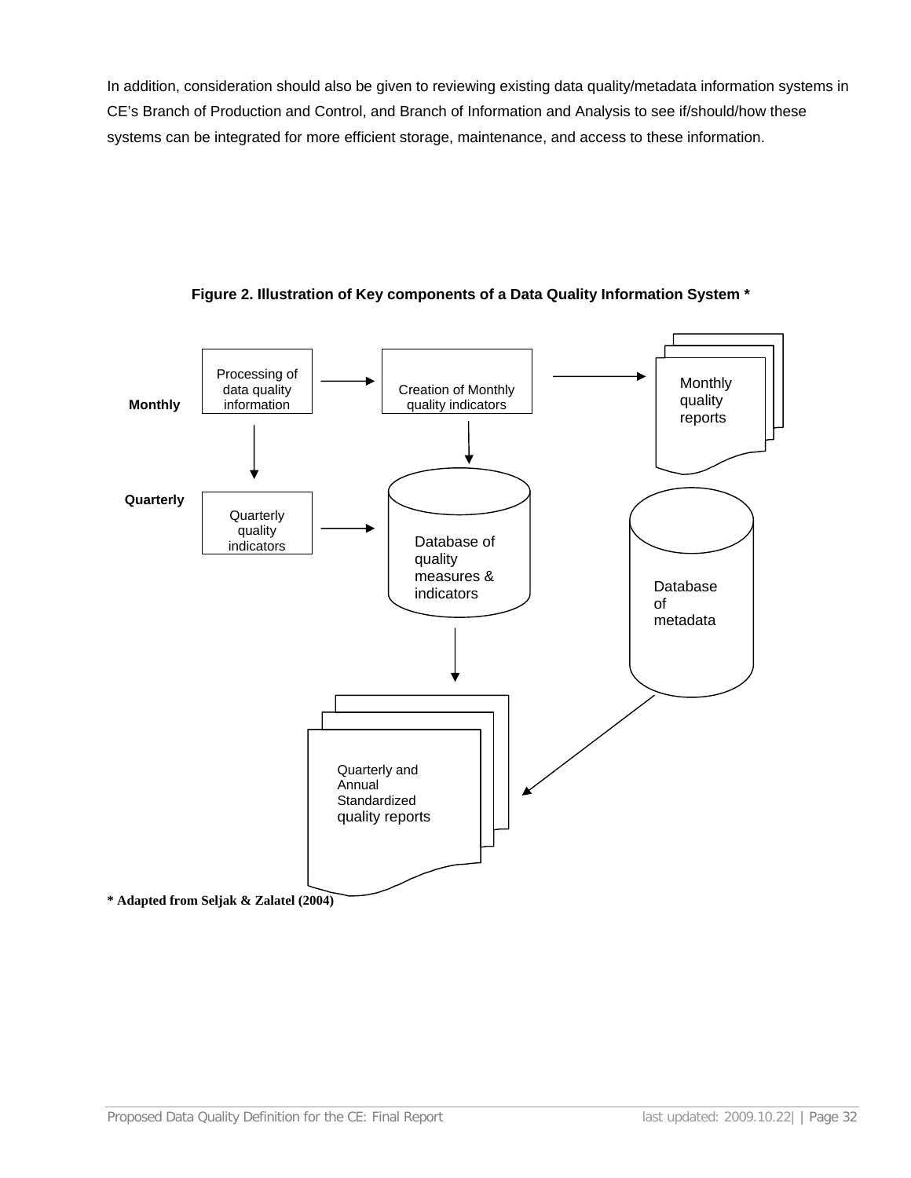In addition, consideration should also be given to reviewing existing data quality/metadata information systems in CE's Branch of Production and Control, and Branch of Information and Analysis to see if/should/how these systems can be integrated for more efficient storage, maintenance, and access to these information.

**Figure 2. Illustration of Key components of a Data Quality Information System ***

**Monthly**

Processing of data quality information

Creation of Monthly quality indicators

Monthly quality reports

**Quarterly**

Quarterly quality indicators

Database of quality measures & indicators

Database of metadata

Quarterly and Annual Standardized quality reports

**\* Adapted from Seljak & Zalatel (2004)**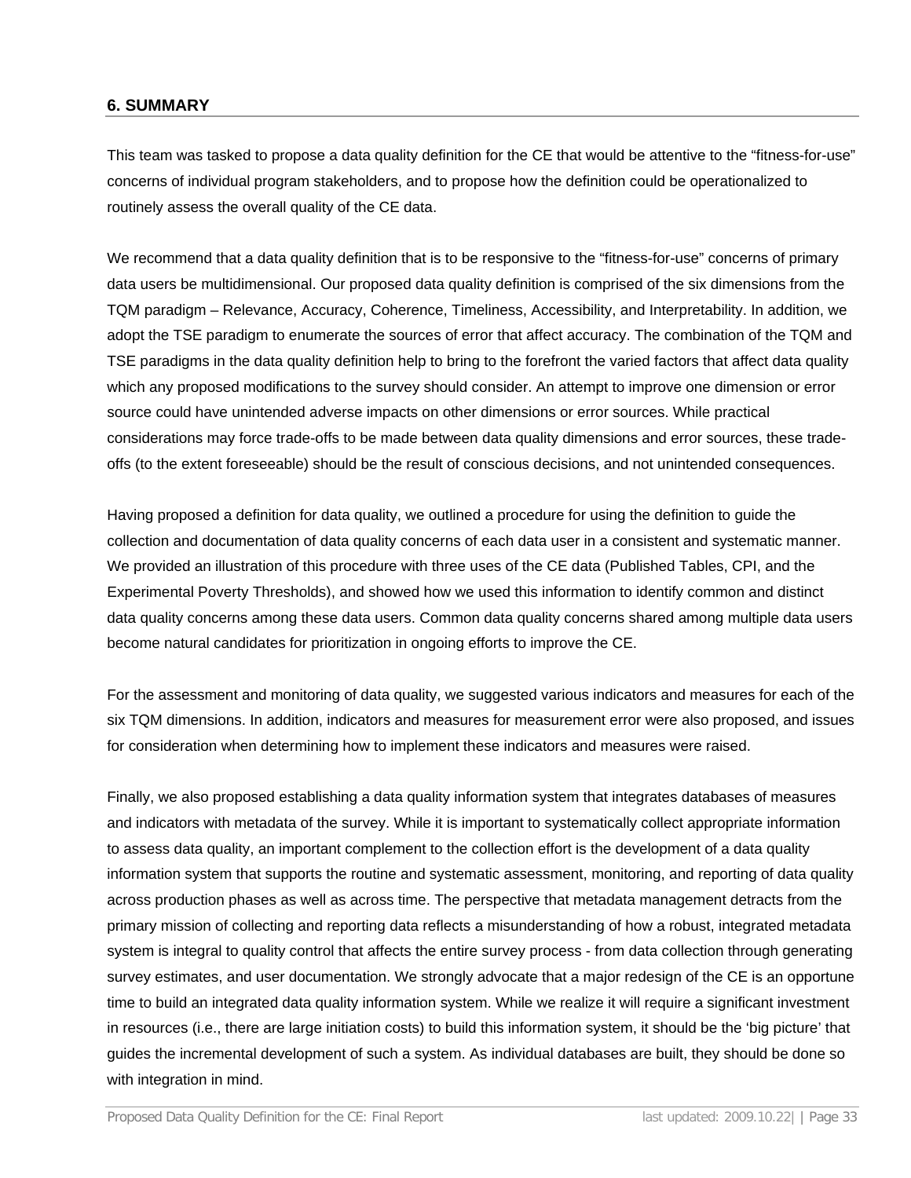## 6. SUMMARY

This team was tasked to propose a data quality definition for the CE that would be attentive to the “fitness-for-use” concerns of individual program stakeholders, and to propose how the definition could be operationalized to routinely assess the overall quality of the CE data.

We recommend that a data quality definition that is to be responsive to the “fitness-for-use” concerns of primary data users be multidimensional. Our proposed data quality definition is comprised of the six dimensions from the TQM paradigm – Relevance, Accuracy, Coherence, Timeliness, Accessibility, and Interpretability. In addition, we adopt the TSE paradigm to enumerate the sources of error that affect accuracy. The combination of the TQM and TSE paradigms in the data quality definition help to bring to the forefront the varied factors that affect data quality which any proposed modifications to the survey should consider. An attempt to improve one dimension or error source could have unintended adverse impacts on other dimensions or error sources. While practical considerations may force trade-offs to be made between data quality dimensions and error sources, these trade-offs (to the extent foreseeable) should be the result of conscious decisions, and not unintended consequences.

Having proposed a definition for data quality, we outlined a procedure for using the definition to guide the collection and documentation of data quality concerns of each data user in a consistent and systematic manner. We provided an illustration of this procedure with three uses of the CE data (Published Tables, CPI, and the Experimental Poverty Thresholds), and showed how we used this information to identify common and distinct data quality concerns among these data users. Common data quality concerns shared among multiple data users become natural candidates for prioritization in ongoing efforts to improve the CE.

For the assessment and monitoring of data quality, we suggested various indicators and measures for each of the six TQM dimensions. In addition, indicators and measures for measurement error were also proposed, and issues for consideration when determining how to implement these indicators and measures were raised.

Finally, we also proposed establishing a data quality information system that integrates databases of measures and indicators with metadata of the survey. While it is important to systematically collect appropriate information to assess data quality, an important complement to the collection effort is the development of a data quality information system that supports the routine and systematic assessment, monitoring, and reporting of data quality across production phases as well as across time. The perspective that metadata management detracts from the primary mission of collecting and reporting data reflects a misunderstanding of how a robust, integrated metadata system is integral to quality control that affects the entire survey process - from data collection through generating survey estimates, and user documentation. We strongly advocate that a major redesign of the CE is an opportune time to build an integrated data quality information system. While we realize it will require a significant investment in resources (i.e., there are large initiation costs) to build this information system, it should be the ‘big picture’ that guides the incremental development of such a system. As individual databases are built, they should be done so with integration in mind.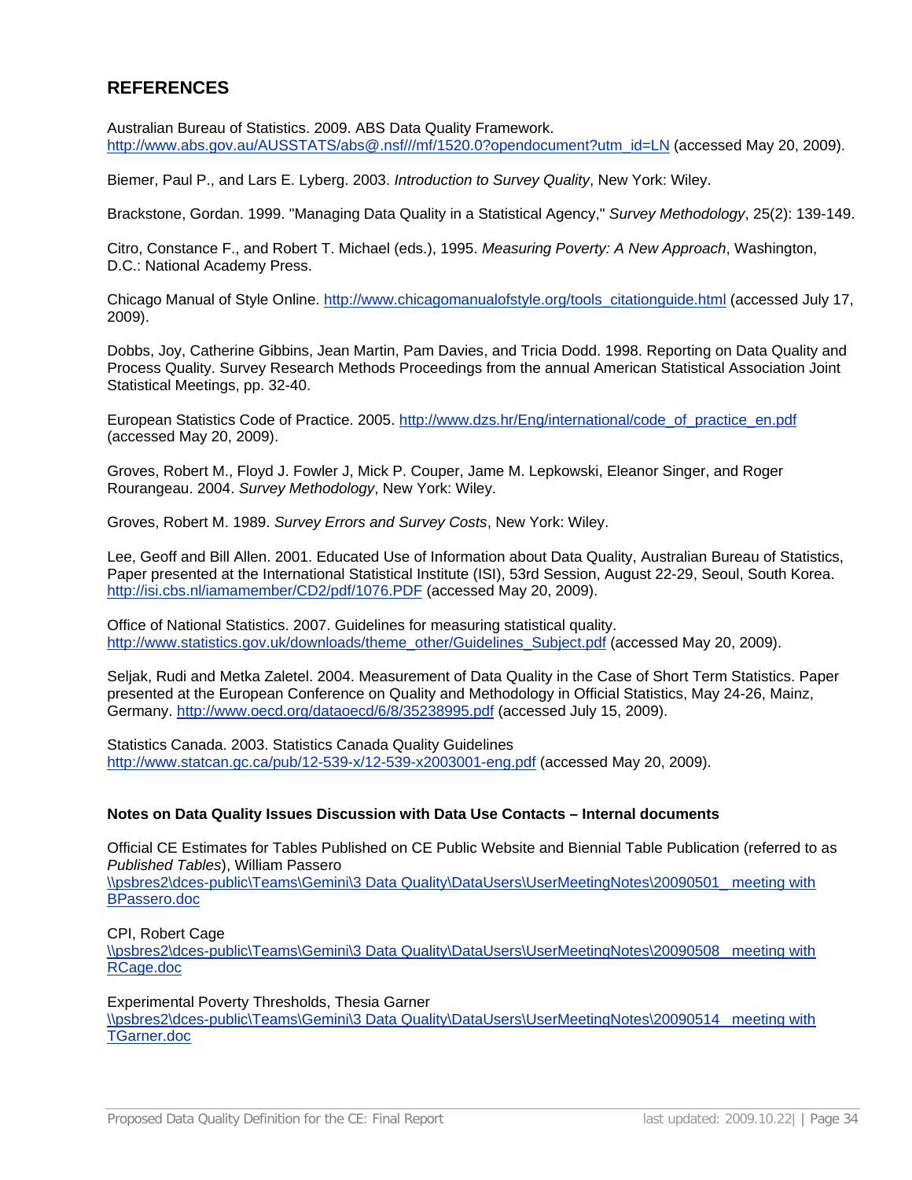## REFERENCES

Australian Bureau of Statistics. 2009. ABS Data Quality Framework. http://www.abs.gov.au/AUSSTATS/abs@.nsf///mf/1520.0?opendocument?utm_id=LN (accessed May 20, 2009).

Biemer, Paul P., and Lars E. Lyberg. 2003. *Introduction to Survey Quality*, New York: Wiley.

Brackstone, Gordan. 1999. "Managing Data Quality in a Statistical Agency," *Survey Methodology*, 25(2): 139-149.

Citro, Constance F., and Robert T. Michael (eds.), 1995. *Measuring Poverty: A New Approach*, Washington, D.C.: National Academy Press.

Chicago Manual of Style Online. http://www.chicagomanualofstyle.org/tools_citationguide.html (accessed July 17, 2009).

Dobbs, Joy, Catherine Gibbins, Jean Martin, Pam Davies, and Tricia Dodd. 1998. Reporting on Data Quality and Process Quality. Survey Research Methods Proceedings from the annual American Statistical Association Joint Statistical Meetings, pp. 32-40.

European Statistics Code of Practice. 2005. http://www.dzs.hr/Eng/international/code_of_practice_en.pdf (accessed May 20, 2009).

Groves, Robert M., Floyd J. Fowler J, Mick P. Couper, Jame M. Lepkowski, Eleanor Singer, and Roger Rourangeau. 2004. *Survey Methodology*, New York: Wiley.

Groves, Robert M. 1989. *Survey Errors and Survey Costs*, New York: Wiley.

Lee, Geoff and Bill Allen. 2001. Educated Use of Information about Data Quality, Australian Bureau of Statistics, Paper presented at the International Statistical Institute (ISI), 53rd Session, August 22-29, Seoul, South Korea. http://isi.cbs.nl/iamamember/CD2/pdf/1076.PDF (accessed May 20, 2009).

Office of National Statistics. 2007. Guidelines for measuring statistical quality. http://www.statistics.gov.uk/downloads/theme_other/Guidelines_Subject.pdf (accessed May 20, 2009).

Seljak, Rudi and Metka Zaletel. 2004. Measurement of Data Quality in the Case of Short Term Statistics. Paper presented at the European Conference on Quality and Methodology in Official Statistics, May 24-26, Mainz, Germany. http://www.oecd.org/dataoecd/6/8/35238995.pdf (accessed July 15, 2009).

Statistics Canada. 2003. Statistics Canada Quality Guidelines http://www.statcan.gc.ca/pub/12-539-x/12-539-x2003001-eng.pdf (accessed May 20, 2009).

**Notes on Data Quality Issues Discussion with Data Use Contacts – Internal documents**

Official CE Estimates for Tables Published on CE Public Website and Biennial Table Publication (referred to as *Published Tables*), William Passero
\\psbres2\dces-public\Teams\Gemini\3 Data Quality\DataUsers\UserMeetingNotes\20090501_ meeting with BPassero.doc

CPI, Robert Cage
\\psbres2\dces-public\Teams\Gemini\3 Data Quality\DataUsers\UserMeetingNotes\20090508_ meeting with RCage.doc

Experimental Poverty Thresholds, Thesia Garner
\\psbres2\dces-public\Teams\Gemini\3 Data Quality\DataUsers\UserMeetingNotes\20090514_ meeting with TGarner.doc